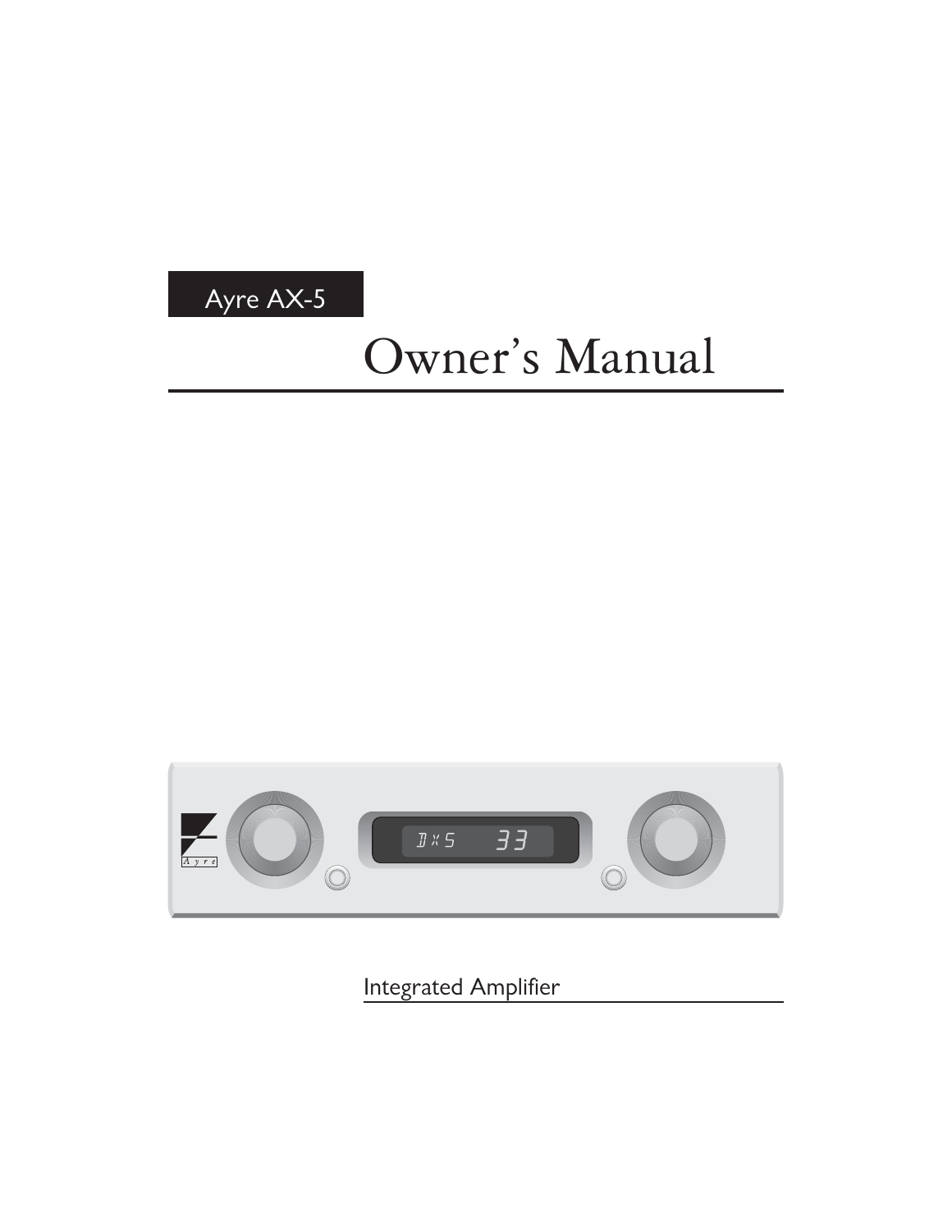Ayre AX-5

# Owner's Manual

Integrated Amplifier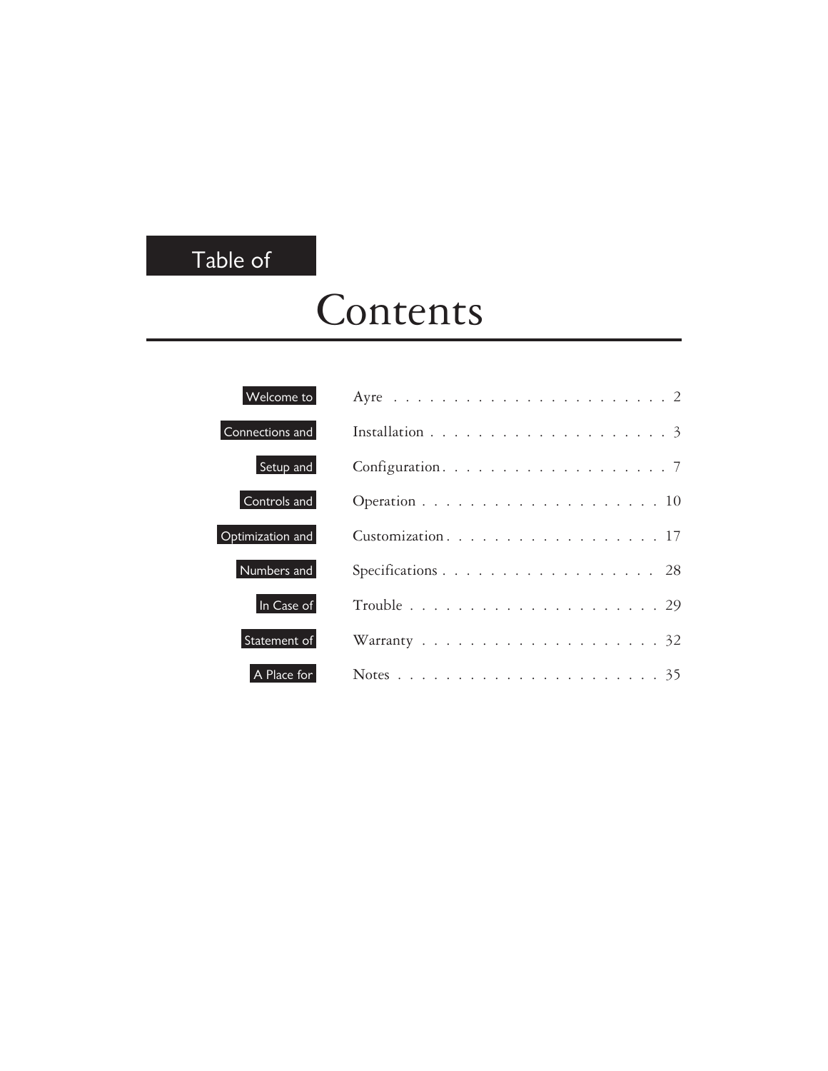# Table of Contents

| | | |
|---|---|---|
| Welcome to | Ayre | 2 |
| Connections and | Installation | 3 |
| Setup and | Configuration | 7 |
| Controls and | Operation | 10 |
| Optimization and | Customization | 17 |
| Numbers and | Specifications | 28 |
| In Case of | Trouble | 29 |
| Statement of | Warranty | 32 |
| A Place for | Notes | 35 |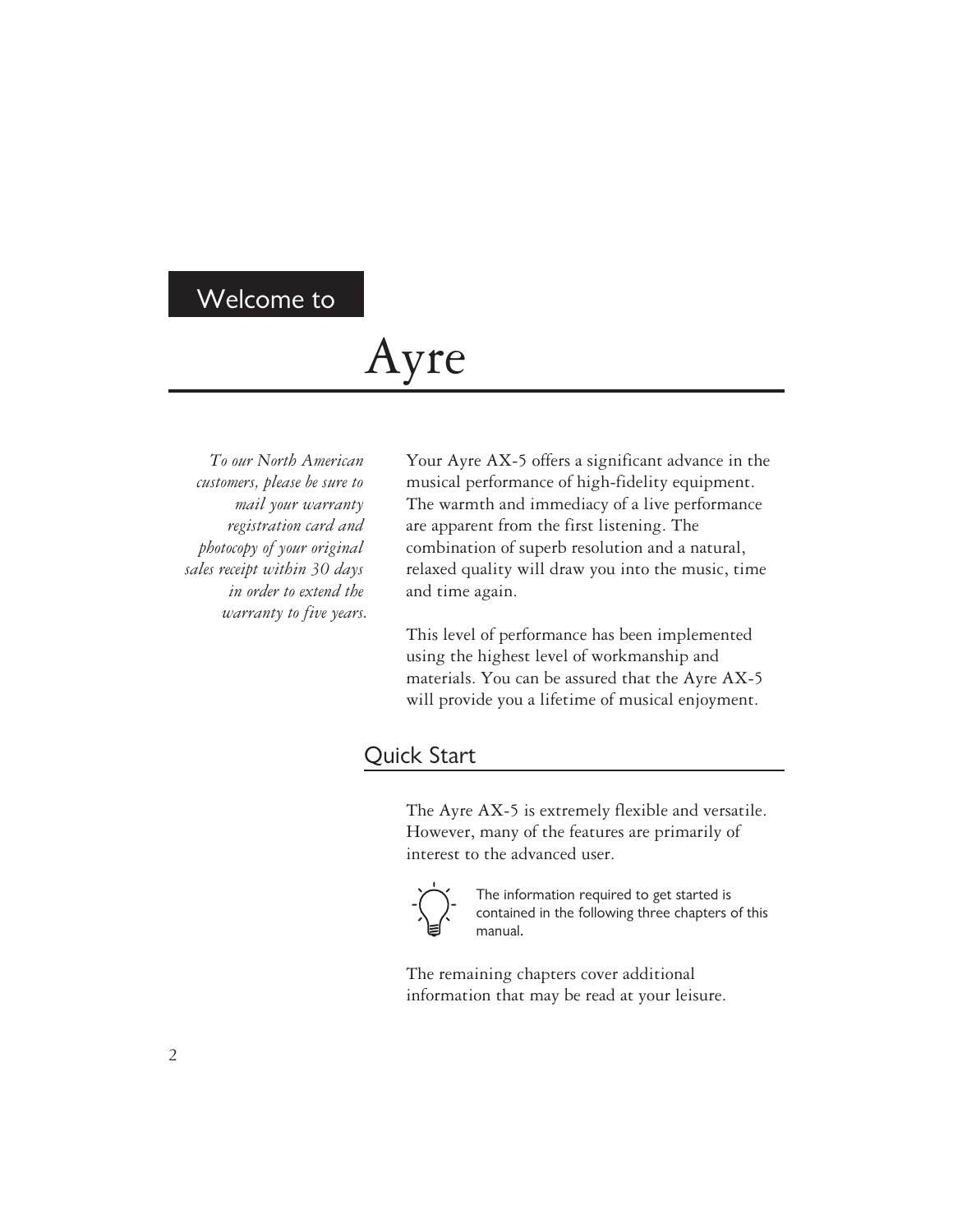# Welcome to Ayre

*To our North American customers, please be sure to mail your warranty registration card and photocopy of your original sales receipt within 30 days in order to extend the warranty to five years.*

Your Ayre AX-5 offers a significant advance in the musical performance of high-fidelity equipment. The warmth and immediacy of a live performance are apparent from the first listening. The combination of superb resolution and a natural, relaxed quality will draw you into the music, time and time again.

This level of performance has been implemented using the highest level of workmanship and materials. You can be assured that the Ayre AX-5 will provide you a lifetime of musical enjoyment.

## Quick Start

The Ayre AX-5 is extremely flexible and versatile. However, many of the features are primarily of interest to the advanced user.

The information required to get started is contained in the following three chapters of this manual.

The remaining chapters cover additional information that may be read at your leisure.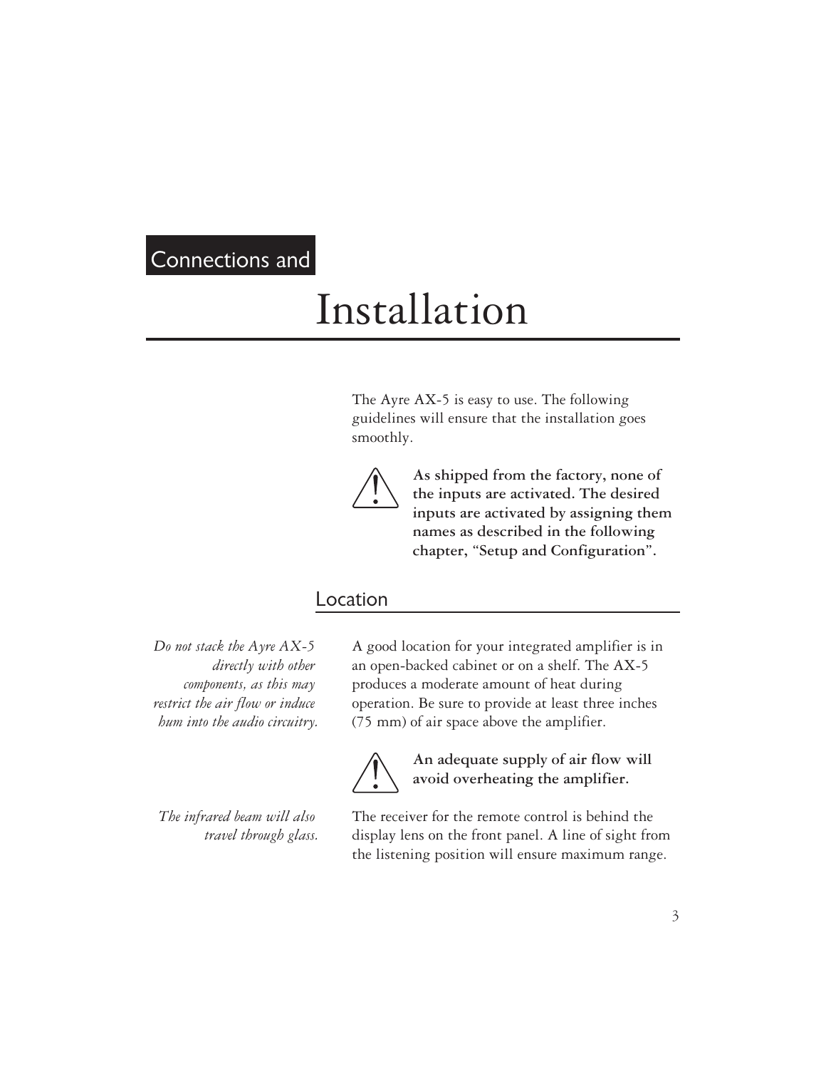# Connections and Installation

The Ayre AX-5 is easy to use. The following guidelines will ensure that the installation goes smoothly.

**As shipped from the factory, none of the inputs are activated. The desired inputs are activated by assigning them names as described in the following chapter, "Setup and Configuration".**

## Location

*Do not stack the Ayre AX-5 directly with other components, as this may restrict the air flow or induce hum into the audio circuitry.*

A good location for your integrated amplifier is in an open-backed cabinet or on a shelf. The AX-5 produces a moderate amount of heat during operation. Be sure to provide at least three inches (75 mm) of air space above the amplifier.

**An adequate supply of air flow will avoid overheating the amplifier.**

*The infrared beam will also travel through glass.*

The receiver for the remote control is behind the display lens on the front panel. A line of sight from the listening position will ensure maximum range.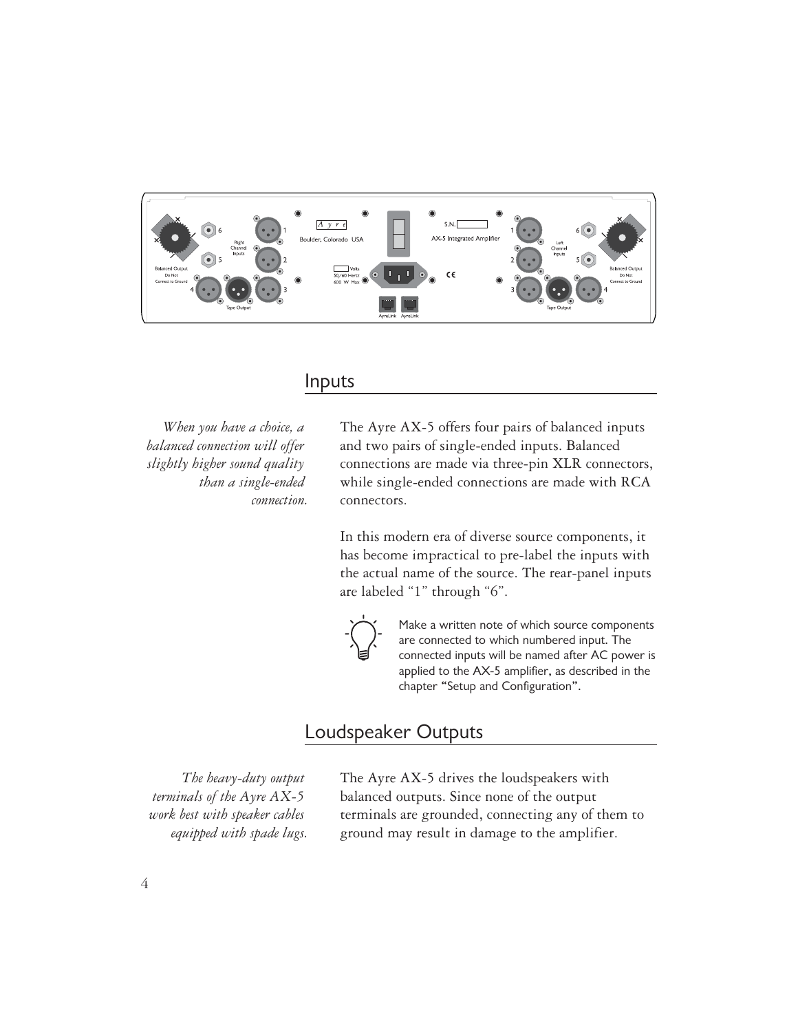## Inputs

*When you have a choice, a balanced connection will offer slightly higher sound quality than a single-ended connection.*

The Ayre AX-5 offers four pairs of balanced inputs and two pairs of single-ended inputs. Balanced connections are made via three-pin XLR connectors, while single-ended connections are made with RCA connectors.

In this modern era of diverse source components, it has become impractical to pre-label the inputs with the actual name of the source. The rear-panel inputs are labeled "1" through "6".

Make a written note of which source components are connected to which numbered input. The connected inputs will be named after AC power is applied to the AX-5 amplifier, as described in the chapter "Setup and Configuration".

## Loudspeaker Outputs

*The heavy-duty output terminals of the Ayre AX-5 work best with speaker cables equipped with spade lugs.*

The Ayre AX-5 drives the loudspeakers with balanced outputs. Since none of the output terminals are grounded, connecting any of them to ground may result in damage to the amplifier.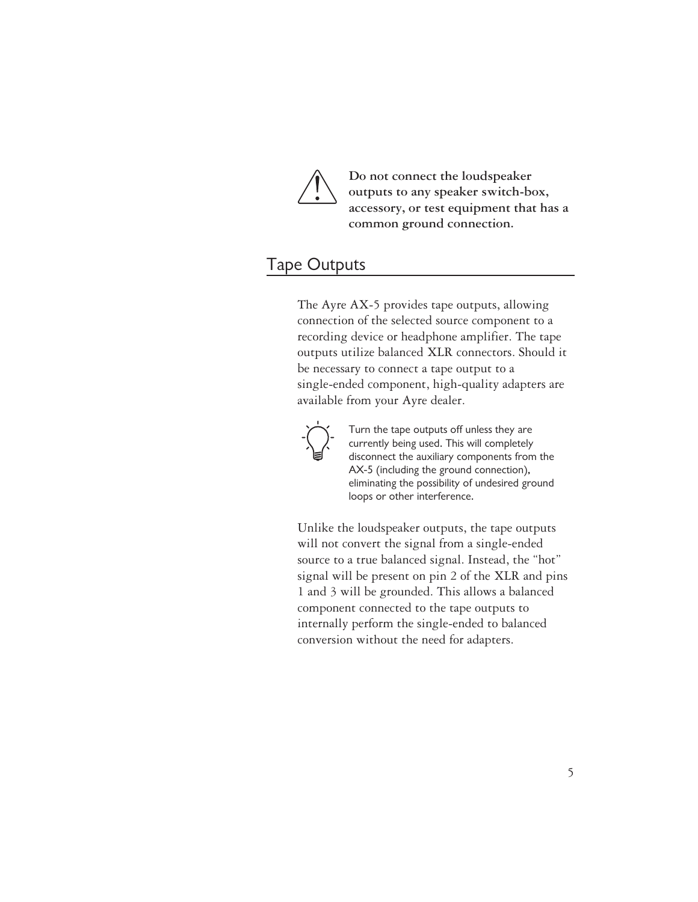**Do not connect the loudspeaker outputs to any speaker switch-box, accessory, or test equipment that has a common ground connection.**

## Tape Outputs

The Ayre AX-5 provides tape outputs, allowing connection of the selected source component to a recording device or headphone amplifier. The tape outputs utilize balanced XLR connectors. Should it be necessary to connect a tape output to a single-ended component, high-quality adapters are available from your Ayre dealer.

Turn the tape outputs off unless they are currently being used. This will completely disconnect the auxiliary components from the AX-5 (including the ground connection), eliminating the possibility of undesired ground loops or other interference.

Unlike the loudspeaker outputs, the tape outputs will not convert the signal from a single-ended source to a true balanced signal. Instead, the "hot" signal will be present on pin 2 of the XLR and pins 1 and 3 will be grounded. This allows a balanced component connected to the tape outputs to internally perform the single-ended to balanced conversion without the need for adapters.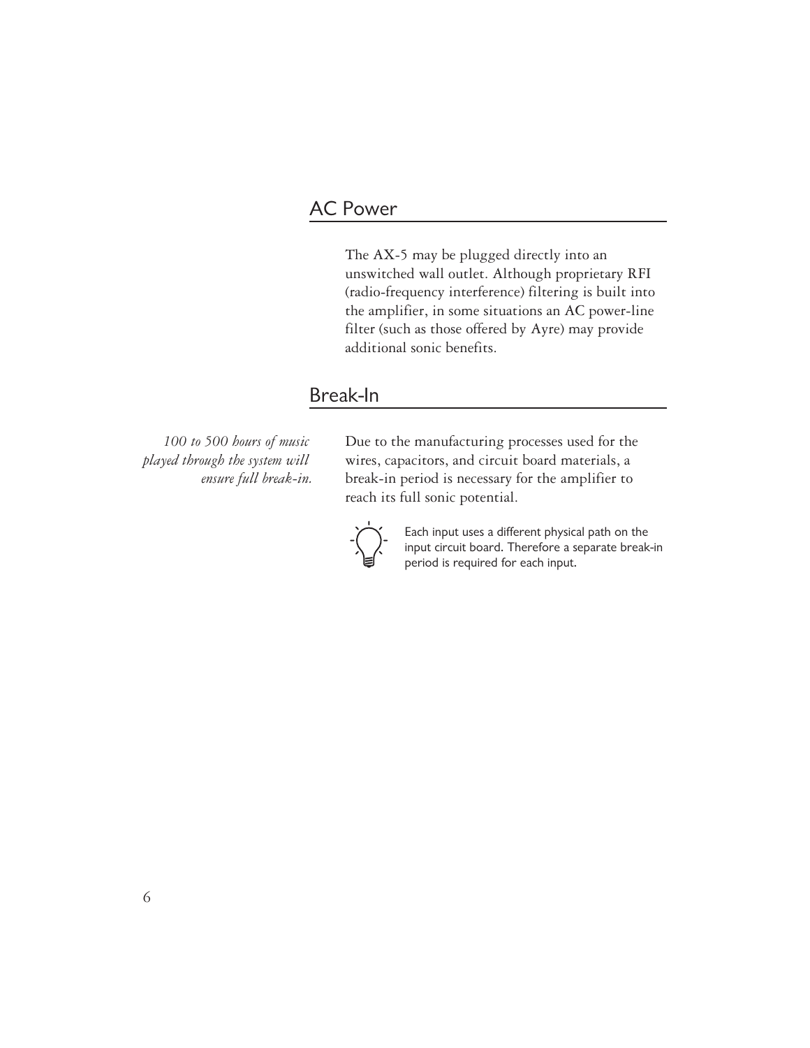## AC Power

The AX-5 may be plugged directly into an unswitched wall outlet. Although proprietary RFI (radio-frequency interference) filtering is built into the amplifier, in some situations an AC power-line filter (such as those offered by Ayre) may provide additional sonic benefits.

## Break-In

*100 to 500 hours of music played through the system will ensure full break-in.*

Due to the manufacturing processes used for the wires, capacitors, and circuit board materials, a break-in period is necessary for the amplifier to reach its full sonic potential.

Each input uses a different physical path on the input circuit board. Therefore a separate break-in period is required for each input.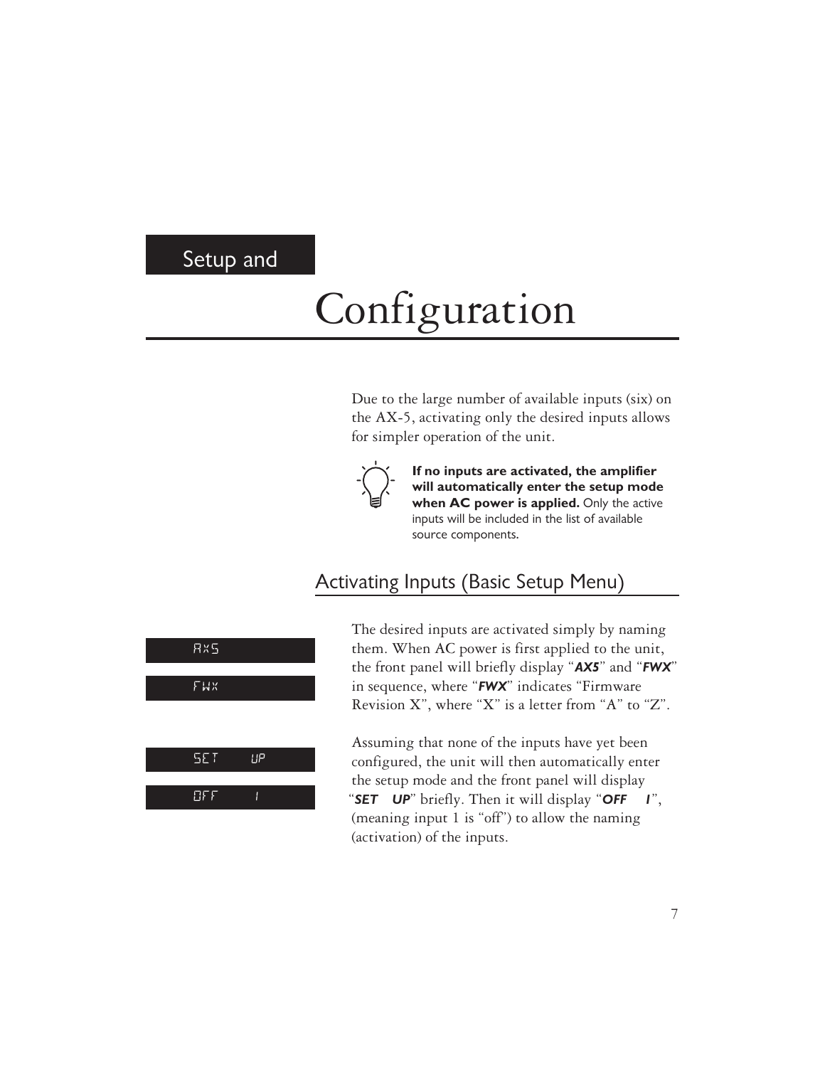# Setup and Configuration

Due to the large number of available inputs (six) on the AX-5, activating only the desired inputs allows for simpler operation of the unit.

**If no inputs are activated, the amplifier will automatically enter the setup mode when AC power is applied.** Only the active inputs will be included in the list of available source components.

## Activating Inputs (Basic Setup Menu)

AX5

FWX

The desired inputs are activated simply by naming them. When AC power is first applied to the unit, the front panel will briefly display "***AX5***" and "***FWX***" in sequence, where "***FWX***" indicates "Firmware Revision X", where "X" is a letter from "A" to "Z".

SET UP

OFF 1

Assuming that none of the inputs have yet been configured, the unit will then automatically enter the setup mode and the front panel will display "***SET UP***" briefly. Then it will display "***OFF 1***", (meaning input 1 is "off") to allow the naming (activation) of the inputs.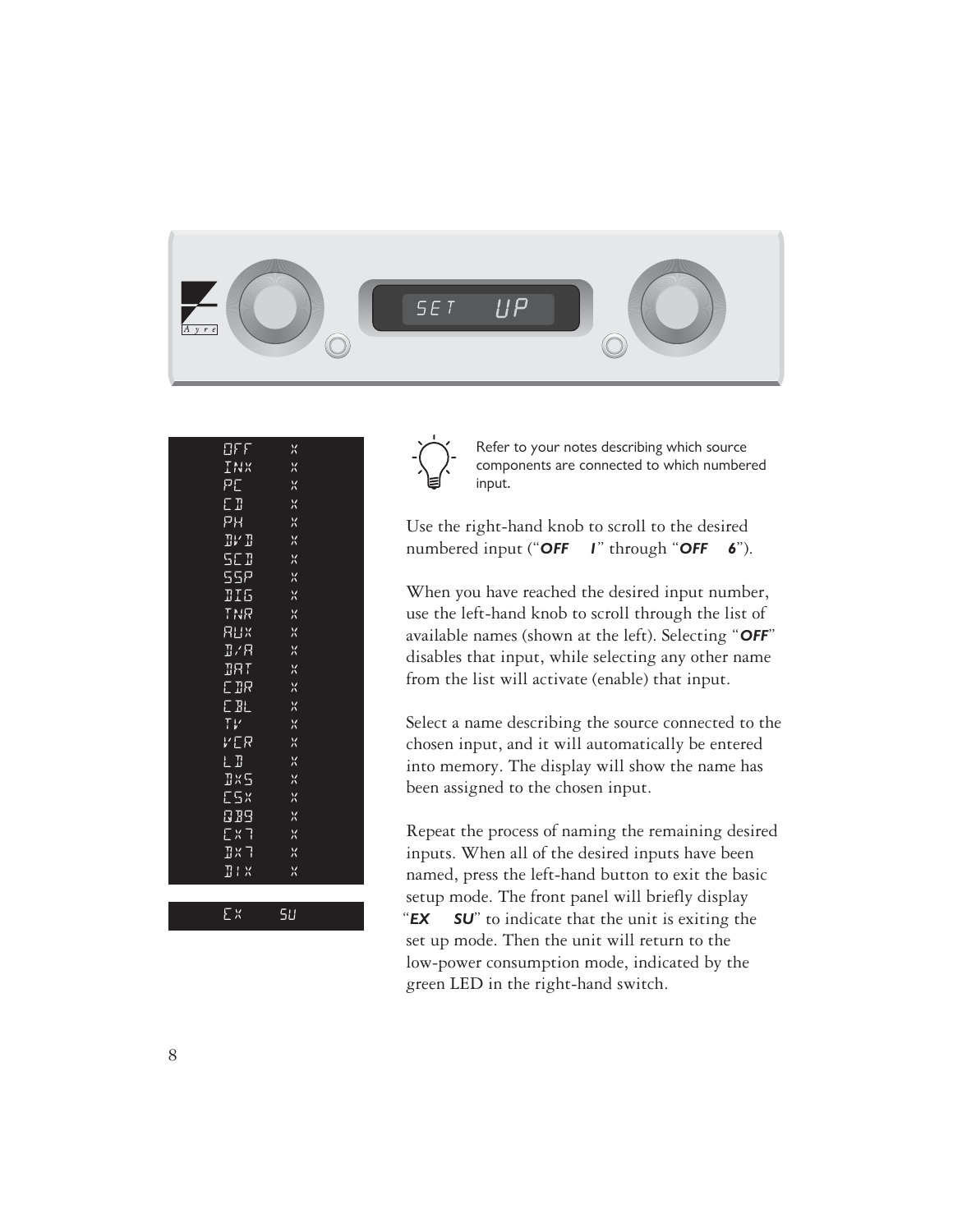SET UP

OFF X
INX X
PC X
CD X
PH X
DVD X
SCD X
SSP X
DIG X
TNR X
AUX X
D/A X
DAT X
CDR X
CBL X
TV X
VCR X
LD X
DX5 X
C5X X
QB9 X
CX7 X
DX7 X
DIX X

EX SU

Refer to your notes describing which source components are connected to which numbered input.

Use the right-hand knob to scroll to the desired numbered input ("***OFF 1***" through "***OFF 6***").

When you have reached the desired input number, use the left-hand knob to scroll through the list of available names (shown at the left). Selecting "***OFF***" disables that input, while selecting any other name from the list will activate (enable) that input.

Select a name describing the source connected to the chosen input, and it will automatically be entered into memory. The display will show the name has been assigned to the chosen input.

Repeat the process of naming the remaining desired inputs. When all of the desired inputs have been named, press the left-hand button to exit the basic setup mode. The front panel will briefly display "***EX SU***" to indicate that the unit is exiting the set up mode. Then the unit will return to the low-power consumption mode, indicated by the green LED in the right-hand switch.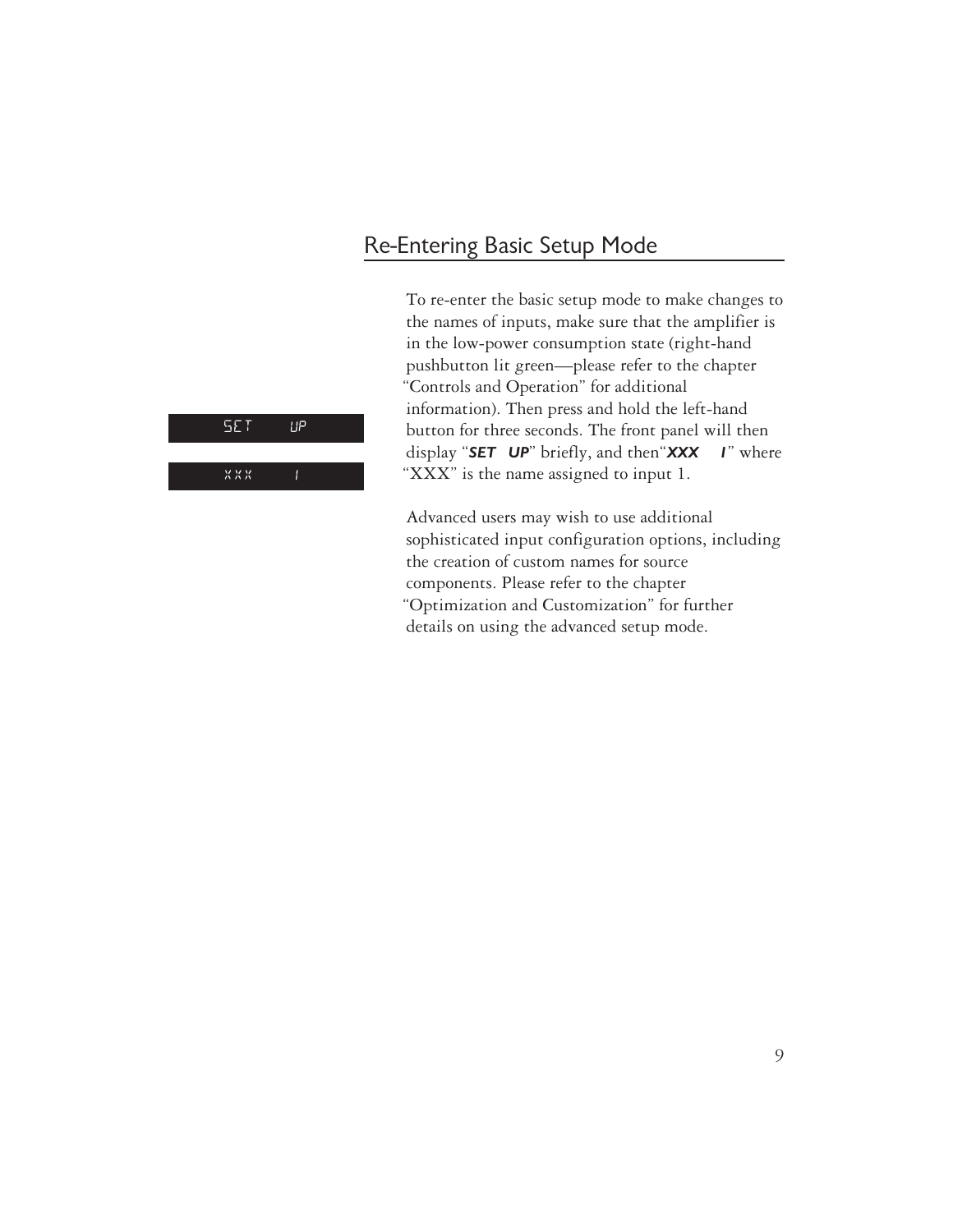## Re-Entering Basic Setup Mode

SET UP

XXX 1

To re-enter the basic setup mode to make changes to the names of inputs, make sure that the amplifier is in the low-power consumption state (right-hand pushbutton lit green—please refer to the chapter "Controls and Operation" for additional information). Then press and hold the left-hand button for three seconds. The front panel will then display "***SET UP***" briefly, and then "***XXX 1***" where "XXX" is the name assigned to input 1.

Advanced users may wish to use additional sophisticated input configuration options, including the creation of custom names for source components. Please refer to the chapter "Optimization and Customization" for further details on using the advanced setup mode.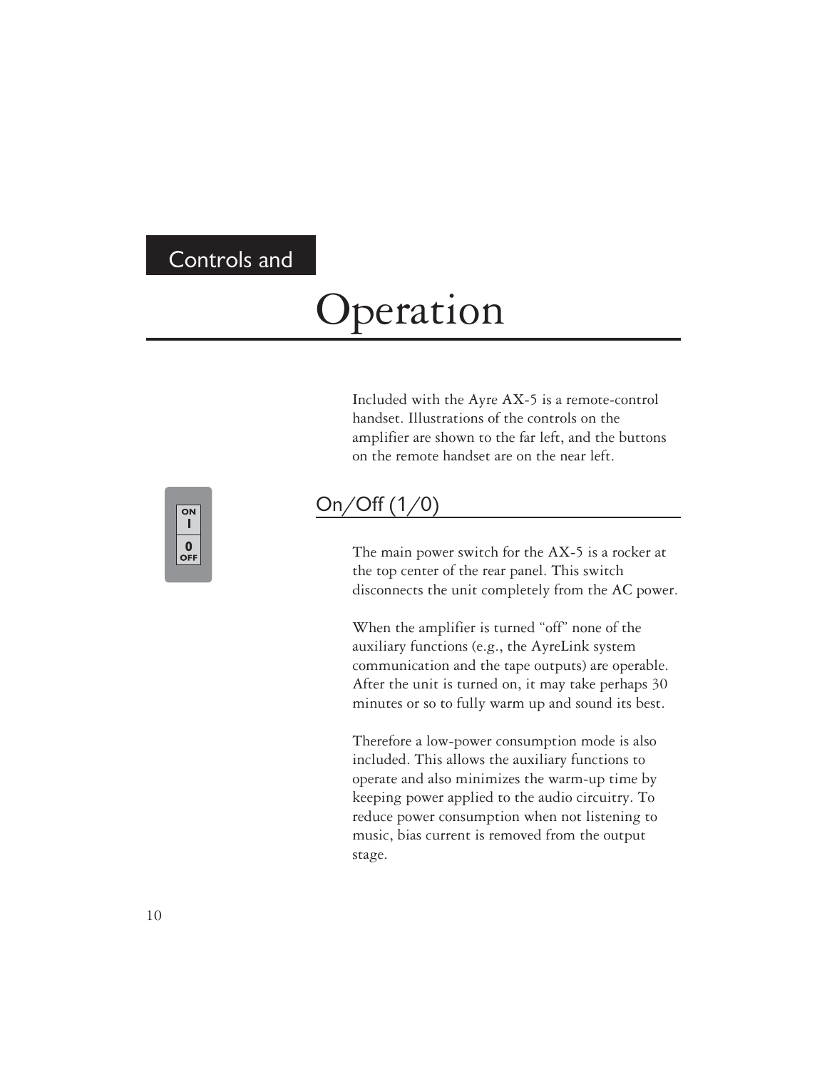# Controls and Operation

Included with the Ayre AX-5 is a remote-control handset. Illustrations of the controls on the amplifier are shown to the far left, and the buttons on the remote handset are on the near left.

## On/Off (1/0)

The main power switch for the AX-5 is a rocker at the top center of the rear panel. This switch disconnects the unit completely from the AC power.

When the amplifier is turned "off" none of the auxiliary functions (e.g., the AyreLink system communication and the tape outputs) are operable. After the unit is turned on, it may take perhaps 30 minutes or so to fully warm up and sound its best.

Therefore a low-power consumption mode is also included. This allows the auxiliary functions to operate and also minimizes the warm-up time by keeping power applied to the audio circuitry. To reduce power consumption when not listening to music, bias current is removed from the output stage.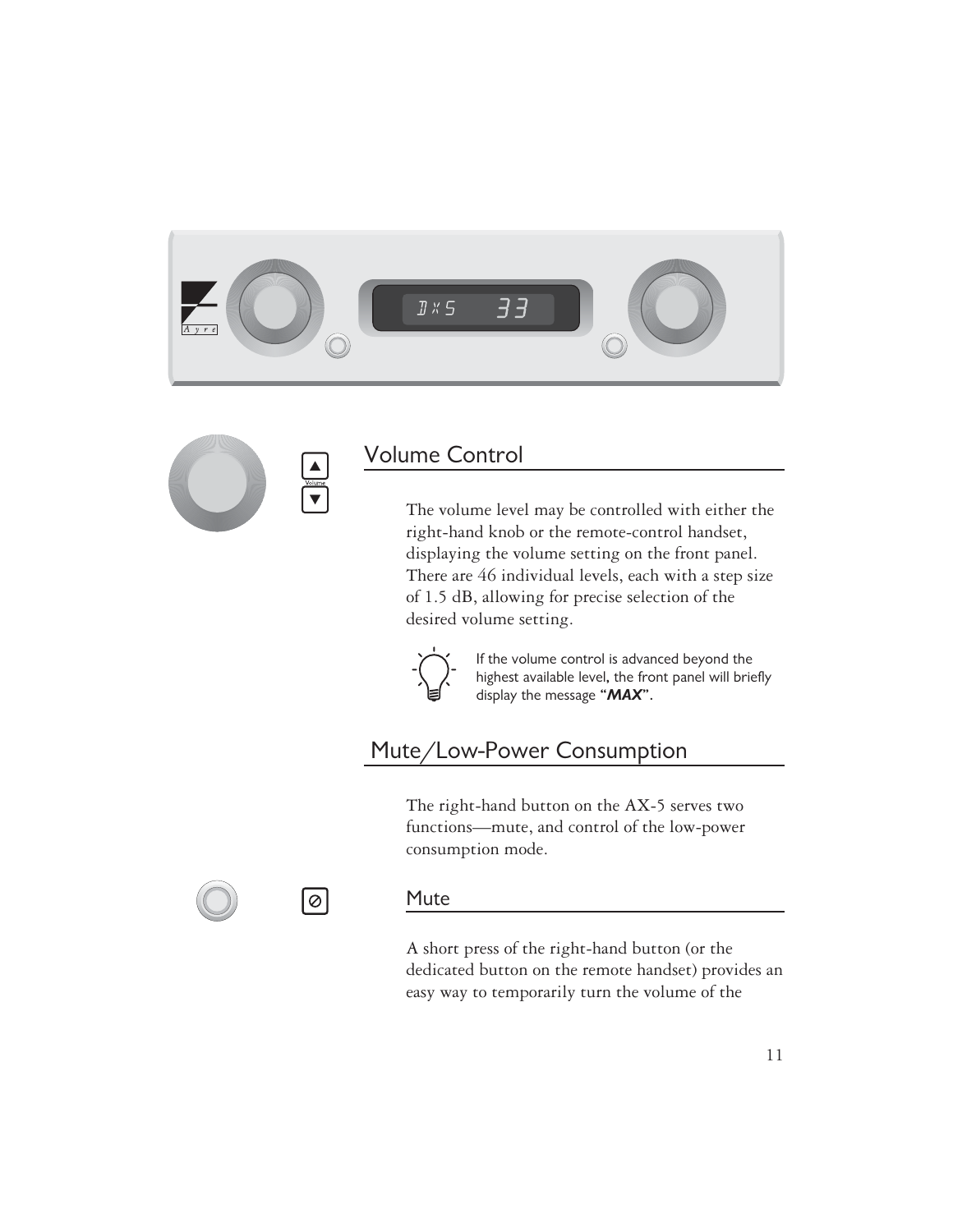## Volume Control

The volume level may be controlled with either the right-hand knob or the remote-control handset, displaying the volume setting on the front panel. There are 46 individual levels, each with a step size of 1.5 dB, allowing for precise selection of the desired volume setting.

If the volume control is advanced beyond the highest available level, the front panel will briefly display the message "***MAX***".

## Mute/Low-Power Consumption

The right-hand button on the AX-5 serves two functions—mute, and control of the low-power consumption mode.

### Mute

A short press of the right-hand button (or the dedicated button on the remote handset) provides an easy way to temporarily turn the volume of the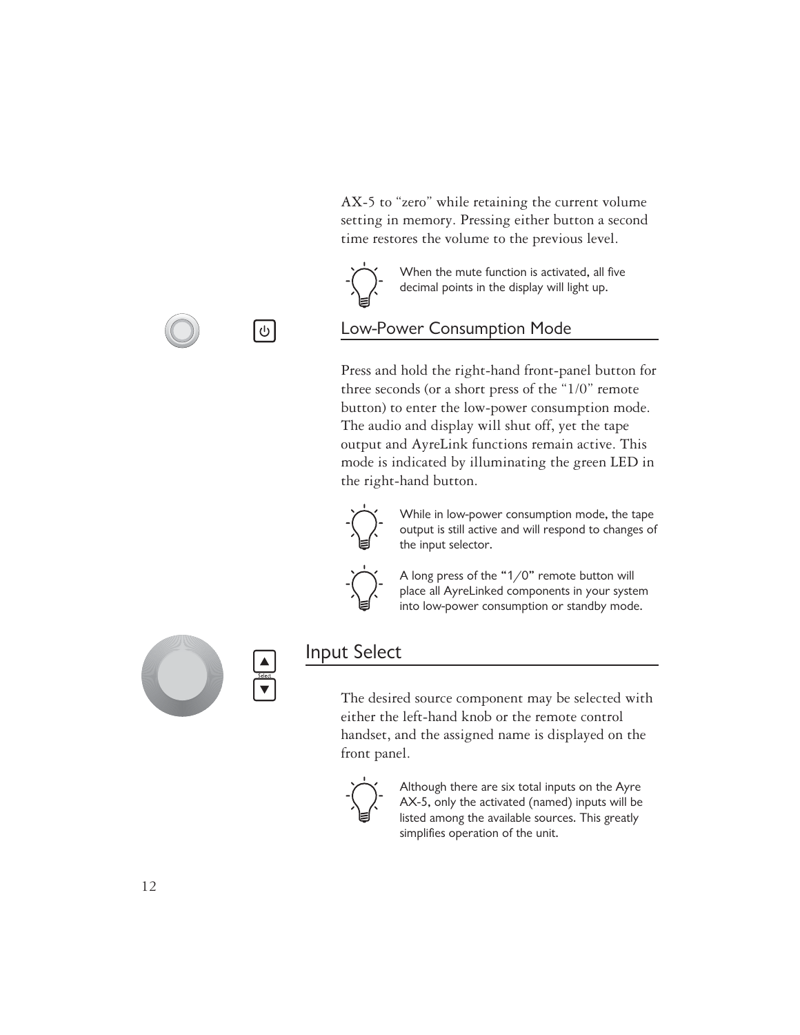AX-5 to "zero" while retaining the current volume setting in memory. Pressing either button a second time restores the volume to the previous level.

When the mute function is activated, all five decimal points in the display will light up.

## Low-Power Consumption Mode

Press and hold the right-hand front-panel button for three seconds (or a short press of the "1/0" remote button) to enter the low-power consumption mode. The audio and display will shut off, yet the tape output and AyreLink functions remain active. This mode is indicated by illuminating the green LED in the right-hand button.

While in low-power consumption mode, the tape output is still active and will respond to changes of the input selector.

A long press of the "1/0" remote button will place all AyreLinked components in your system into low-power consumption or standby mode.

## Input Select

The desired source component may be selected with either the left-hand knob or the remote control handset, and the assigned name is displayed on the front panel.

Although there are six total inputs on the Ayre AX-5, only the activated (named) inputs will be listed among the available sources. This greatly simplifies operation of the unit.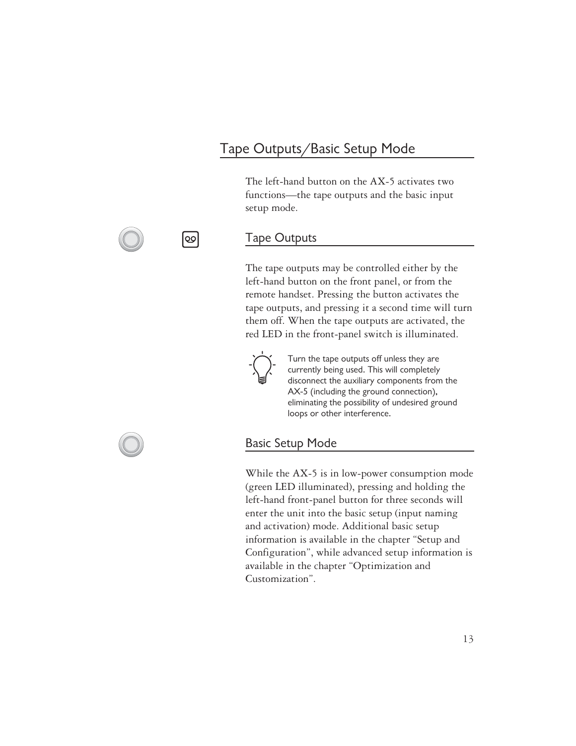# Tape Outputs/Basic Setup Mode

The left-hand button on the AX-5 activates two functions—the tape outputs and the basic input setup mode.

## Tape Outputs

The tape outputs may be controlled either by the left-hand button on the front panel, or from the remote handset. Pressing the button activates the tape outputs, and pressing it a second time will turn them off. When the tape outputs are activated, the red LED in the front-panel switch is illuminated.

Turn the tape outputs off unless they are currently being used. This will completely disconnect the auxiliary components from the AX-5 (including the ground connection), eliminating the possibility of undesired ground loops or other interference.

## Basic Setup Mode

While the AX-5 is in low-power consumption mode (green LED illuminated), pressing and holding the left-hand front-panel button for three seconds will enter the unit into the basic setup (input naming and activation) mode. Additional basic setup information is available in the chapter "Setup and Configuration", while advanced setup information is available in the chapter "Optimization and Customization".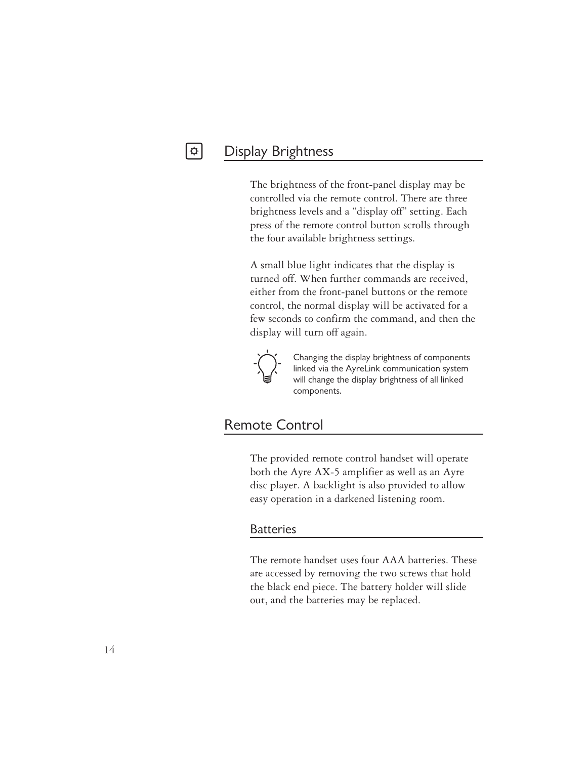## Display Brightness

The brightness of the front-panel display may be controlled via the remote control. There are three brightness levels and a "display off" setting. Each press of the remote control button scrolls through the four available brightness settings.

A small blue light indicates that the display is turned off. When further commands are received, either from the front-panel buttons or the remote control, the normal display will be activated for a few seconds to confirm the command, and then the display will turn off again.

Changing the display brightness of components linked via the AyreLink communication system will change the display brightness of all linked components.

## Remote Control

The provided remote control handset will operate both the Ayre AX-5 amplifier as well as an Ayre disc player. A backlight is also provided to allow easy operation in a darkened listening room.

### Batteries

The remote handset uses four AAA batteries. These are accessed by removing the two screws that hold the black end piece. The battery holder will slide out, and the batteries may be replaced.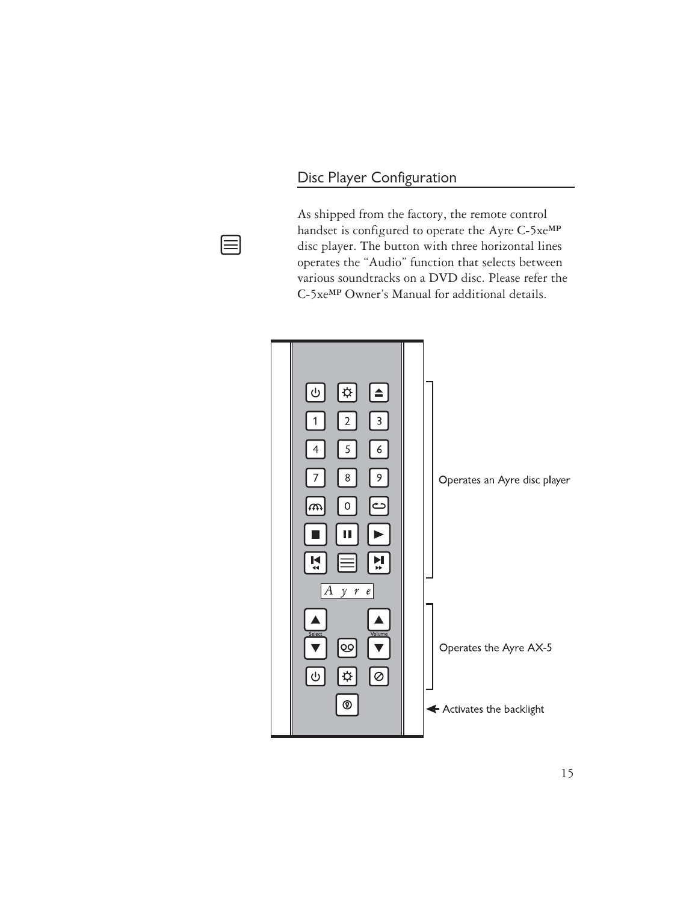## Disc Player Configuration

As shipped from the factory, the remote control handset is configured to operate the Ayre C-5xe^MP disc player. The button with three horizontal lines operates the "Audio" function that selects between various soundtracks on a DVD disc. Please refer the C-5xe^MP Owner's Manual for additional details.

Operates an Ayre disc player

Operates the Ayre AX-5

Activates the backlight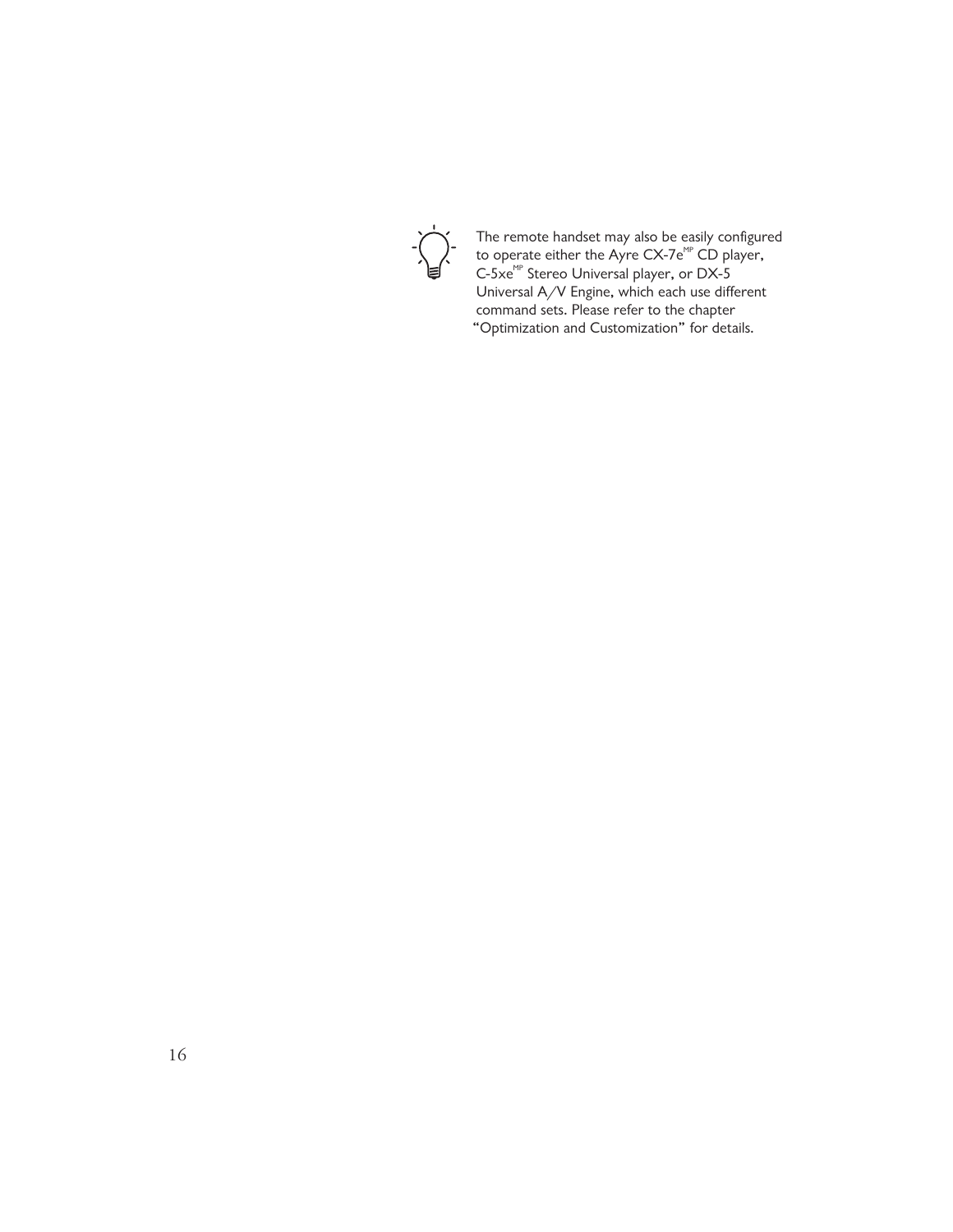The remote handset may also be easily configured to operate either the Ayre CX-7e[MP] CD player, C-5xe[MP] Stereo Universal player, or DX-5 Universal A/V Engine, which each use different command sets. Please refer to the chapter "Optimization and Customization" for details.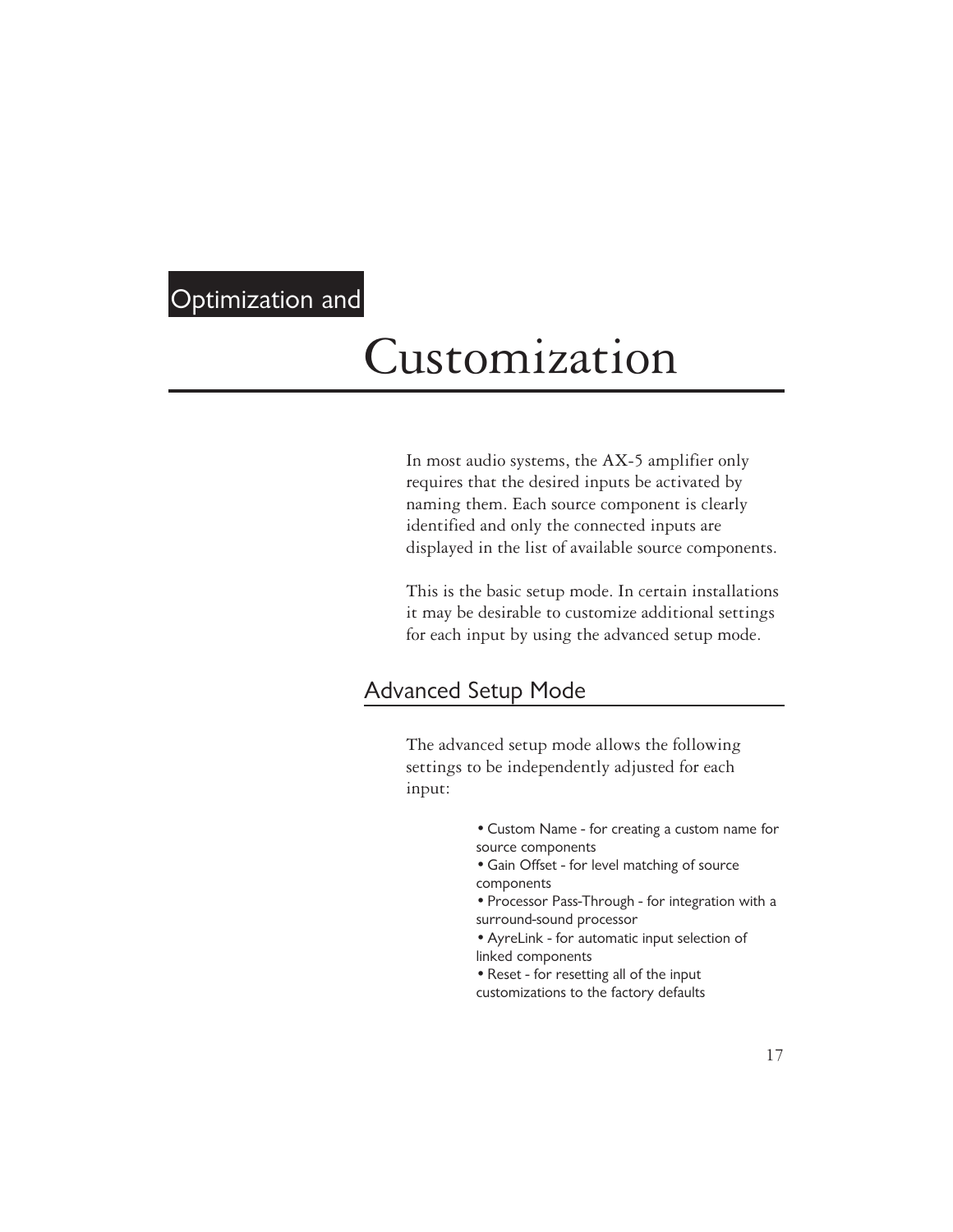# Optimization and Customization

In most audio systems, the AX-5 amplifier only requires that the desired inputs be activated by naming them. Each source component is clearly identified and only the connected inputs are displayed in the list of available source components.

This is the basic setup mode. In certain installations it may be desirable to customize additional settings for each input by using the advanced setup mode.

## Advanced Setup Mode

The advanced setup mode allows the following settings to be independently adjusted for each input:

- Custom Name - for creating a custom name for source components
- Gain Offset - for level matching of source components
- Processor Pass-Through - for integration with a surround-sound processor
- AyreLink - for automatic input selection of linked components
- Reset - for resetting all of the input customizations to the factory defaults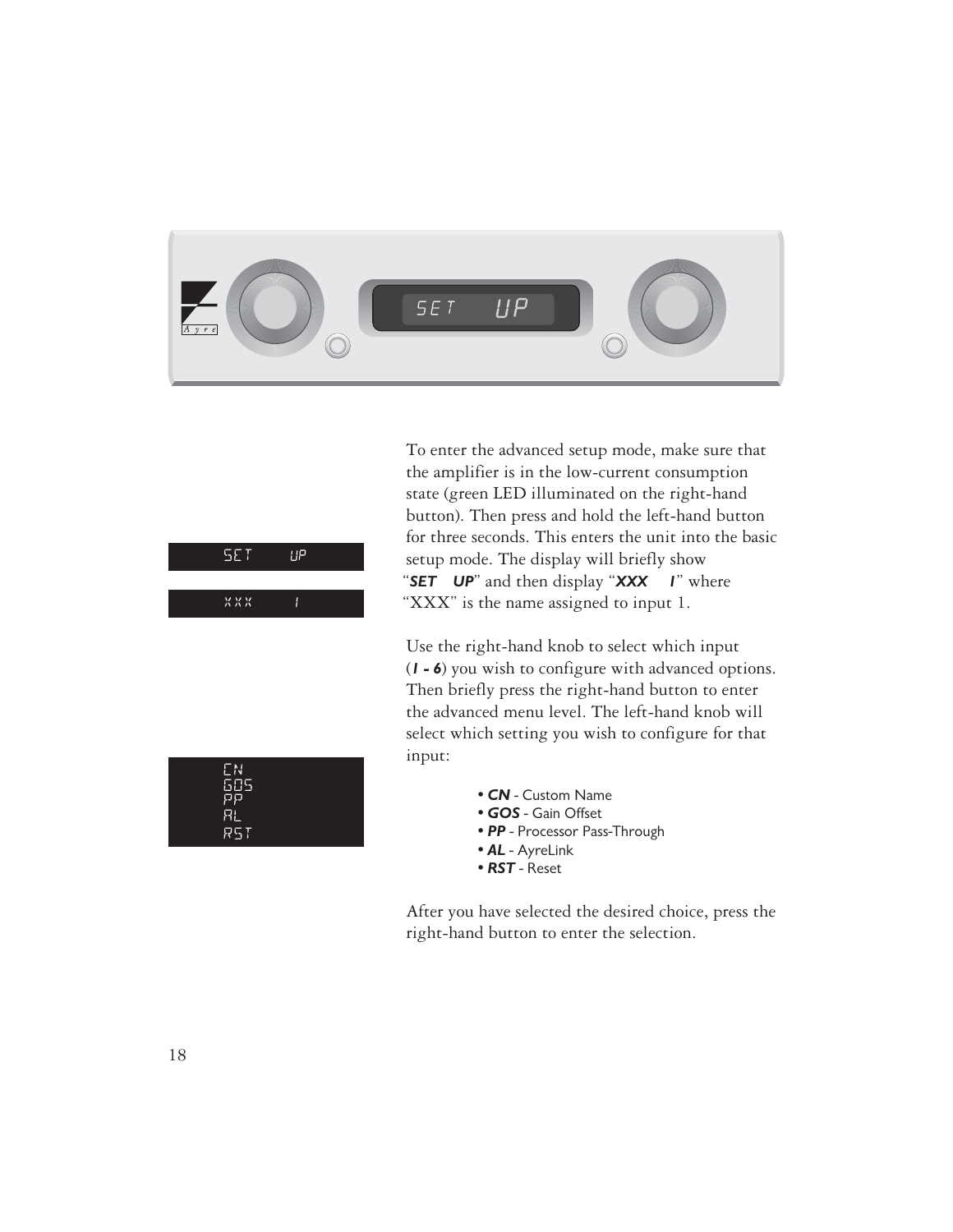SET UP

XXX 1

To enter the advanced setup mode, make sure that the amplifier is in the low-current consumption state (green LED illuminated on the right-hand button). Then press and hold the left-hand button for three seconds. This enters the unit into the basic setup mode. The display will briefly show "***SET UP***" and then display "***XXX 1***" where "XXX" is the name assigned to input 1.

CN
GOS
PP
AL
RST

Use the right-hand knob to select which input (***1 - 6***) you wish to configure with advanced options. Then briefly press the right-hand button to enter the advanced menu level. The left-hand knob will select which setting you wish to configure for that input:

- ***CN*** - Custom Name
- ***GOS*** - Gain Offset
- ***PP*** - Processor Pass-Through
- ***AL*** - AyreLink
- ***RST*** - Reset

After you have selected the desired choice, press the right-hand button to enter the selection.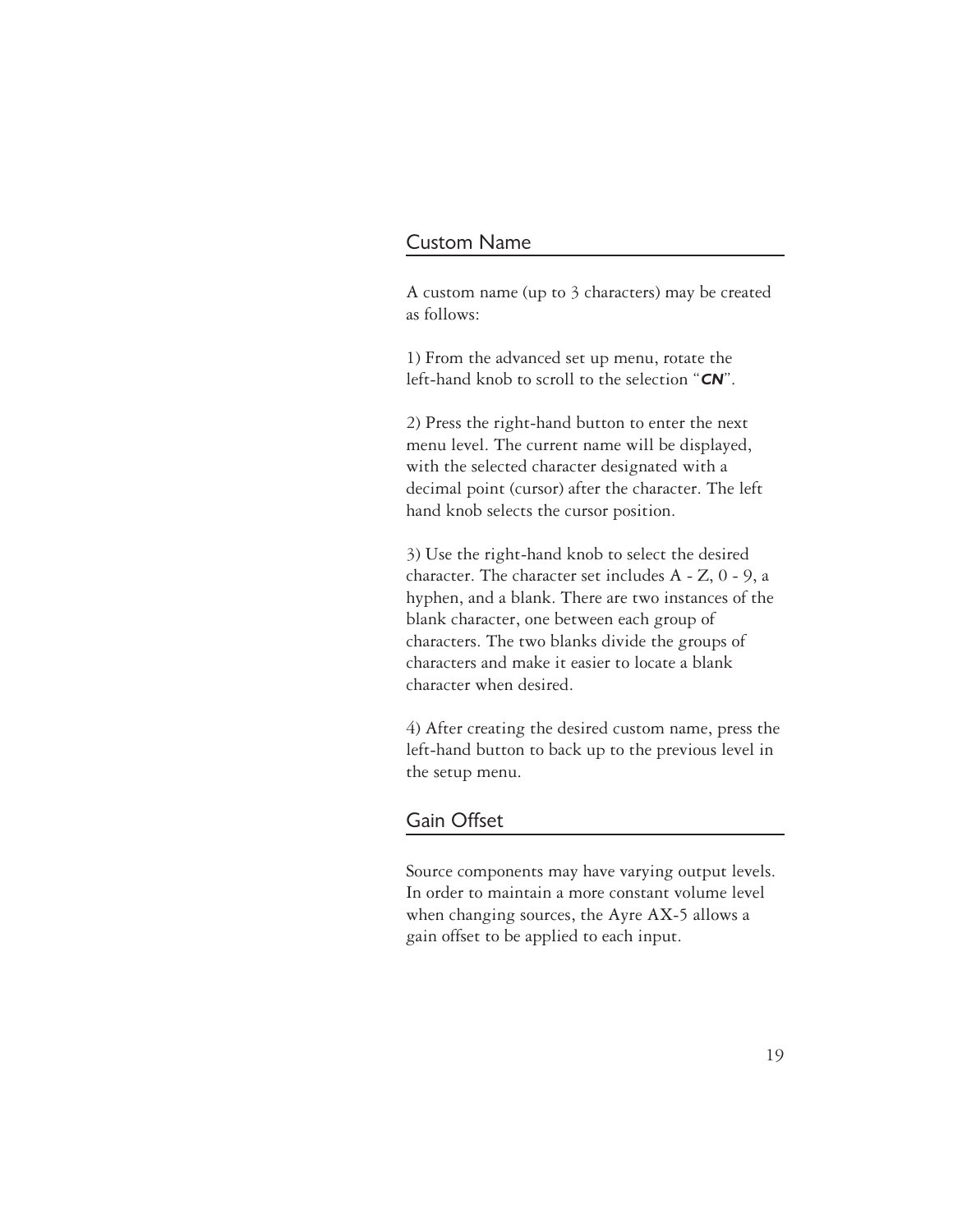## Custom Name

A custom name (up to 3 characters) may be created as follows:

1) From the advanced set up menu, rotate the left-hand knob to scroll to the selection "***CN***".

2) Press the right-hand button to enter the next menu level. The current name will be displayed, with the selected character designated with a decimal point (cursor) after the character. The left hand knob selects the cursor position.

3) Use the right-hand knob to select the desired character. The character set includes A - Z, 0 - 9, a hyphen, and a blank. There are two instances of the blank character, one between each group of characters. The two blanks divide the groups of characters and make it easier to locate a blank character when desired.

4) After creating the desired custom name, press the left-hand button to back up to the previous level in the setup menu.

## Gain Offset

Source components may have varying output levels. In order to maintain a more constant volume level when changing sources, the Ayre AX-5 allows a gain offset to be applied to each input.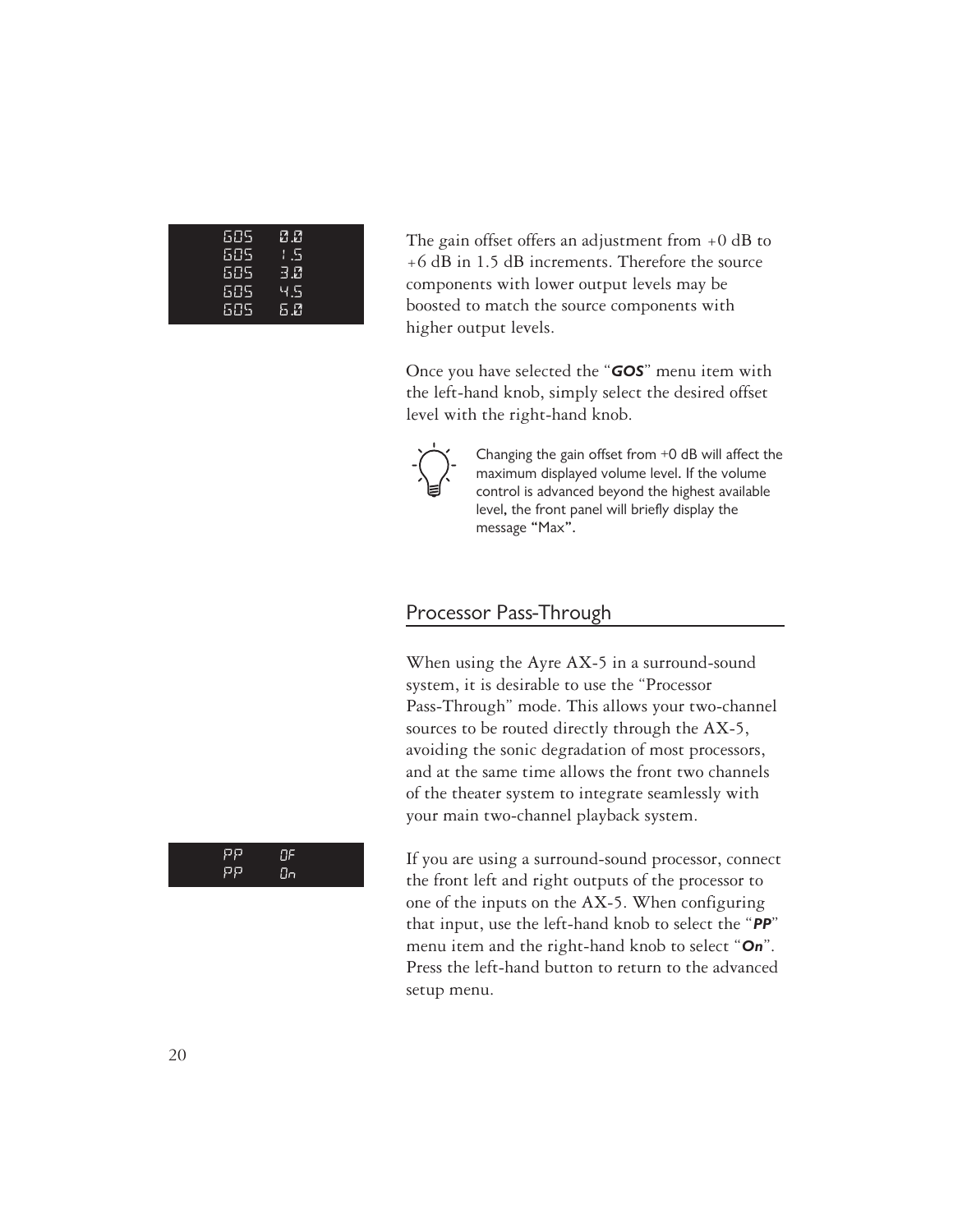```
GOS   0.0
GOS   1.5
GOS   3.0
GOS   4.5
GOS   6.0
```

The gain offset offers an adjustment from +0 dB to +6 dB in 1.5 dB increments. Therefore the source components with lower output levels may be boosted to match the source components with higher output levels.

Once you have selected the "***GOS***" menu item with the left-hand knob, simply select the desired offset level with the right-hand knob.

Changing the gain offset from +0 dB will affect the maximum displayed volume level. If the volume control is advanced beyond the highest available level, the front panel will briefly display the message "Max".

## Processor Pass-Through

When using the Ayre AX-5 in a surround-sound system, it is desirable to use the "Processor Pass-Through" mode. This allows your two-channel sources to be routed directly through the AX-5, avoiding the sonic degradation of most processors, and at the same time allows the front two channels of the theater system to integrate seamlessly with your main two-channel playback system.

```
PP   OF
PP   On
```

If you are using a surround-sound processor, connect the front left and right outputs of the processor to one of the inputs on the AX-5. When configuring that input, use the left-hand knob to select the "***PP***" menu item and the right-hand knob to select "***On***". Press the left-hand button to return to the advanced setup menu.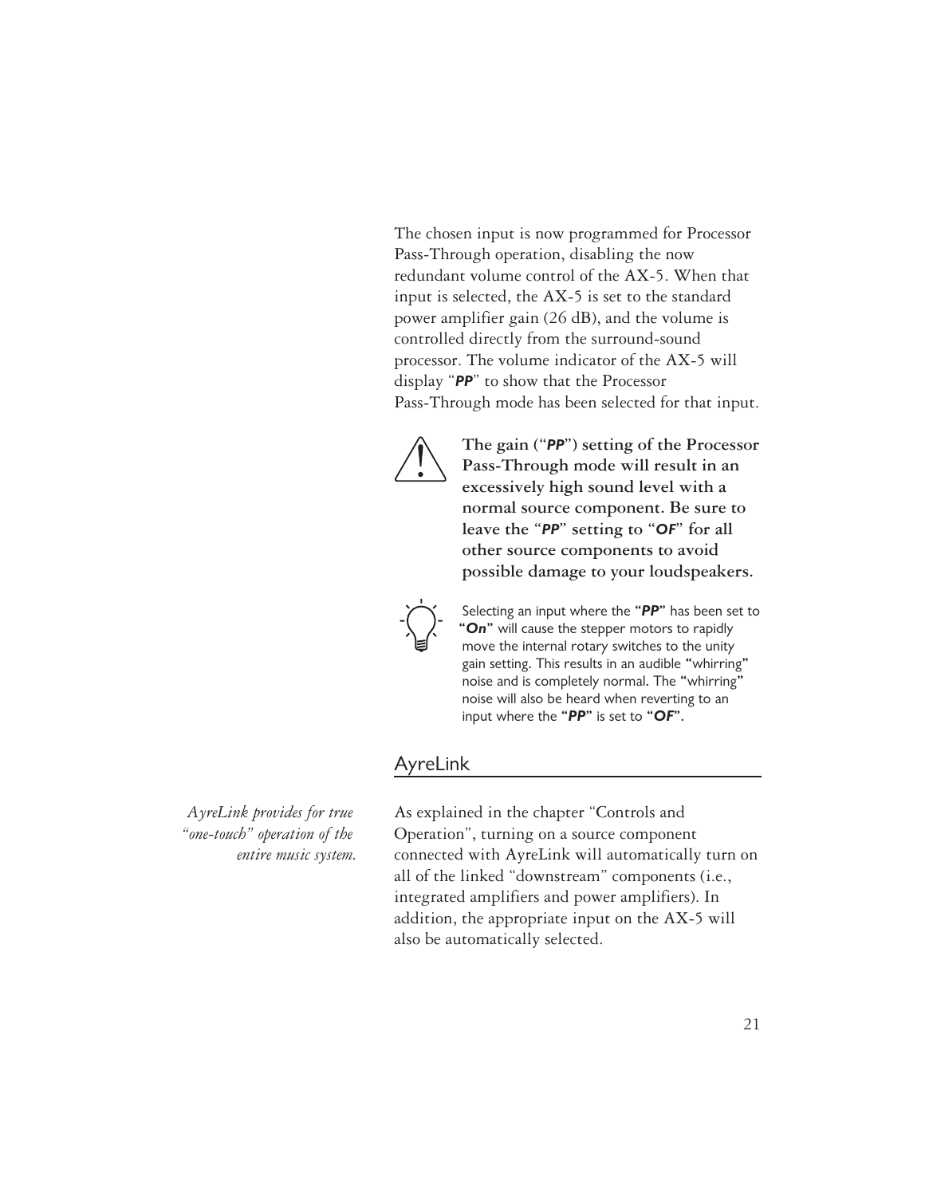The chosen input is now programmed for Processor Pass-Through operation, disabling the now redundant volume control of the AX-5. When that input is selected, the AX-5 is set to the standard power amplifier gain (26 dB), and the volume is controlled directly from the surround-sound processor. The volume indicator of the AX-5 will display “***PP***” to show that the Processor Pass-Through mode has been selected for that input.

**The gain (“*PP*”) setting of the Processor Pass-Through mode will result in an excessively high sound level with a normal source component. Be sure to leave the “*PP*” setting to “*OF*” for all other source components to avoid possible damage to your loudspeakers.**

Selecting an input where the **“*PP*”** has been set to **“*On*”** will cause the stepper motors to rapidly move the internal rotary switches to the unity gain setting. This results in an audible “whirring” noise and is completely normal. The “whirring” noise will also be heard when reverting to an input where the **“*PP*”** is set to **“*OF*”**.

## AyreLink

*AyreLink provides for true “one-touch” operation of the entire music system.*

As explained in the chapter “Controls and Operation”, turning on a source component connected with AyreLink will automatically turn on all of the linked “downstream” components (i.e., integrated amplifiers and power amplifiers). In addition, the appropriate input on the AX-5 will also be automatically selected.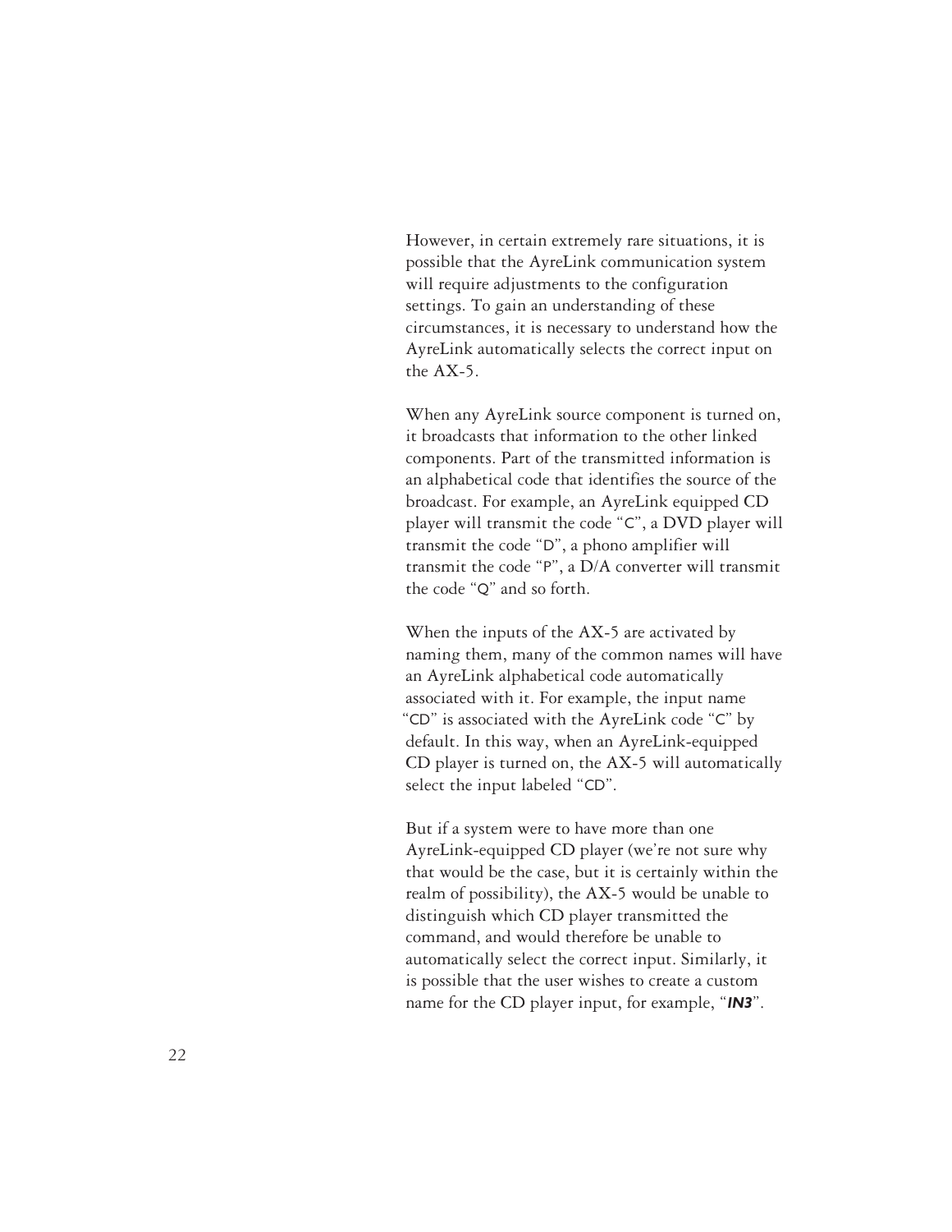However, in certain extremely rare situations, it is possible that the AyreLink communication system will require adjustments to the configuration settings. To gain an understanding of these circumstances, it is necessary to understand how the AyreLink automatically selects the correct input on the AX-5.

When any AyreLink source component is turned on, it broadcasts that information to the other linked components. Part of the transmitted information is an alphabetical code that identifies the source of the broadcast. For example, an AyreLink equipped CD player will transmit the code "C", a DVD player will transmit the code "D", a phono amplifier will transmit the code "P", a D/A converter will transmit the code "Q" and so forth.

When the inputs of the AX-5 are activated by naming them, many of the common names will have an AyreLink alphabetical code automatically associated with it. For example, the input name "CD" is associated with the AyreLink code "C" by default. In this way, when an AyreLink-equipped CD player is turned on, the AX-5 will automatically select the input labeled "CD".

But if a system were to have more than one AyreLink-equipped CD player (we're not sure why that would be the case, but it is certainly within the realm of possibility), the AX-5 would be unable to distinguish which CD player transmitted the command, and would therefore be unable to automatically select the correct input. Similarly, it is possible that the user wishes to create a custom name for the CD player input, for example, "***IN3***".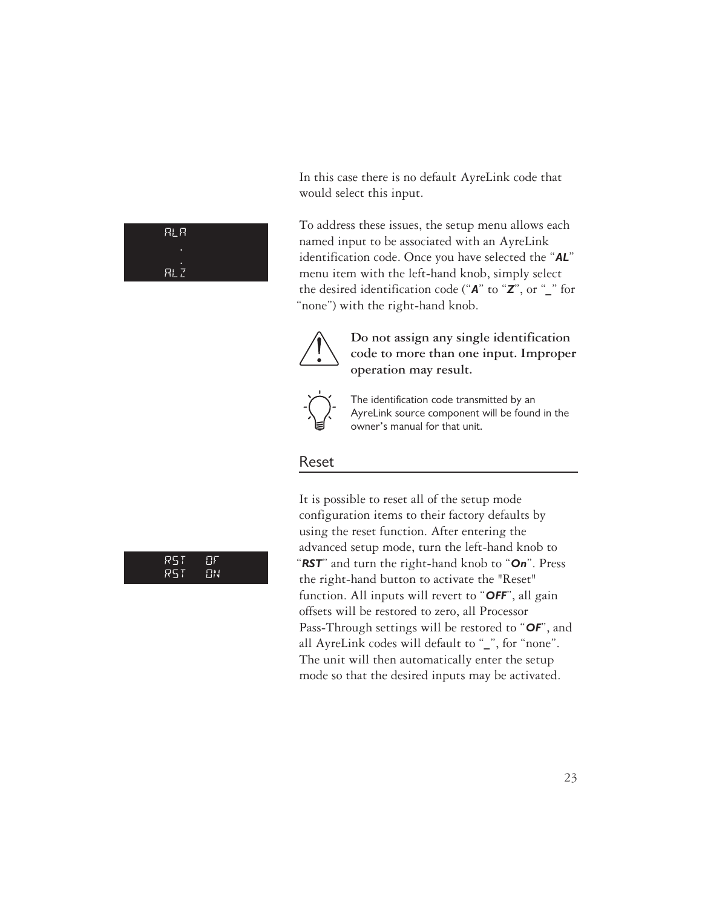ALA
.
.
ALZ

In this case there is no default AyreLink code that would select this input.

To address these issues, the setup menu allows each named input to be associated with an AyreLink identification code. Once you have selected the "***AL***" menu item with the left-hand knob, simply select the desired identification code ("***A***" to "***Z***", or "_" for "none") with the right-hand knob.

**Do not assign any single identification code to more than one input. Improper operation may result.**

The identification code transmitted by an AyreLink source component will be found in the owner's manual for that unit.

## Reset

RST OF
RST ON

It is possible to reset all of the setup mode configuration items to their factory defaults by using the reset function. After entering the advanced setup mode, turn the left-hand knob to "***RST***" and turn the right-hand knob to "***On***". Press the right-hand button to activate the "Reset" function. All inputs will revert to "***OFF***", all gain offsets will be restored to zero, all Processor Pass-Through settings will be restored to "***OF***", and all AyreLink codes will default to "_", for "none". The unit will then automatically enter the setup mode so that the desired inputs may be activated.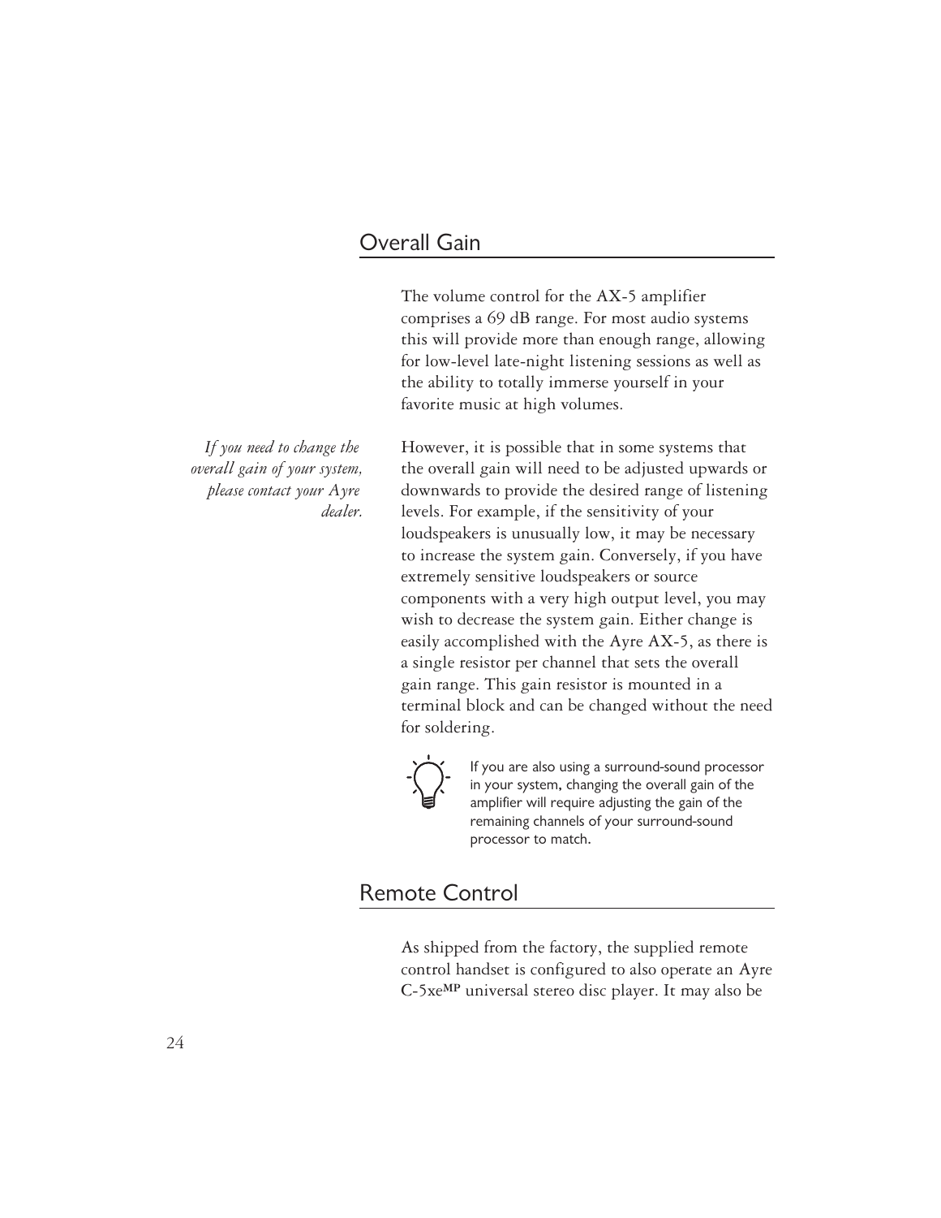## Overall Gain

The volume control for the AX-5 amplifier comprises a 69 dB range. For most audio systems this will provide more than enough range, allowing for low-level late-night listening sessions as well as the ability to totally immerse yourself in your favorite music at high volumes.

*If you need to change the overall gain of your system, please contact your Ayre dealer.*

However, it is possible that in some systems that the overall gain will need to be adjusted upwards or downwards to provide the desired range of listening levels. For example, if the sensitivity of your loudspeakers is unusually low, it may be necessary to increase the system gain. Conversely, if you have extremely sensitive loudspeakers or source components with a very high output level, you may wish to decrease the system gain. Either change is easily accomplished with the Ayre AX-5, as there is a single resistor per channel that sets the overall gain range. This gain resistor is mounted in a terminal block and can be changed without the need for soldering.

If you are also using a surround-sound processor in your system, changing the overall gain of the amplifier will require adjusting the gain of the remaining channels of your surround-sound processor to match.

## Remote Control

As shipped from the factory, the supplied remote control handset is configured to also operate an Ayre C-5xe**MP** universal stereo disc player. It may also be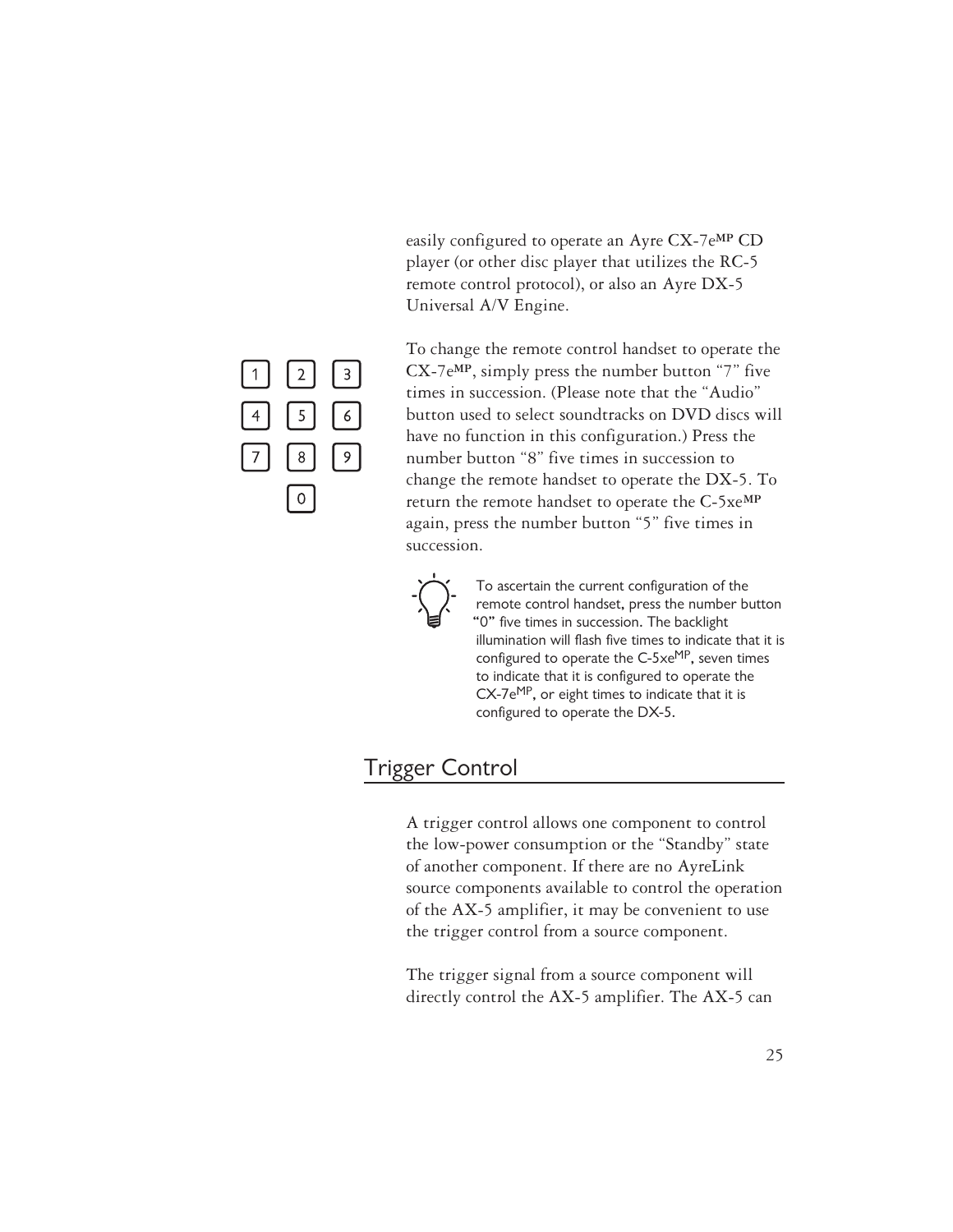easily configured to operate an Ayre CX-7e**MP** CD player (or other disc player that utilizes the RC-5 remote control protocol), or also an Ayre DX-5 Universal A/V Engine.

To change the remote control handset to operate the CX-7e**MP**, simply press the number button "7" five times in succession. (Please note that the "Audio" button used to select soundtracks on DVD discs will have no function in this configuration.) Press the number button "8" five times in succession to change the remote handset to operate the DX-5. To return the remote handset to operate the C-5xe**MP** again, press the number button "5" five times in succession.

To ascertain the current configuration of the remote control handset, press the number button "0" five times in succession. The backlight illumination will flash five times to indicate that it is configured to operate the C-5xe**MP**, seven times to indicate that it is configured to operate the CX-7e**MP**, or eight times to indicate that it is configured to operate the DX-5.

## Trigger Control

A trigger control allows one component to control the low-power consumption or the "Standby" state of another component. If there are no AyreLink source components available to control the operation of the AX-5 amplifier, it may be convenient to use the trigger control from a source component.

The trigger signal from a source component will directly control the AX-5 amplifier. The AX-5 can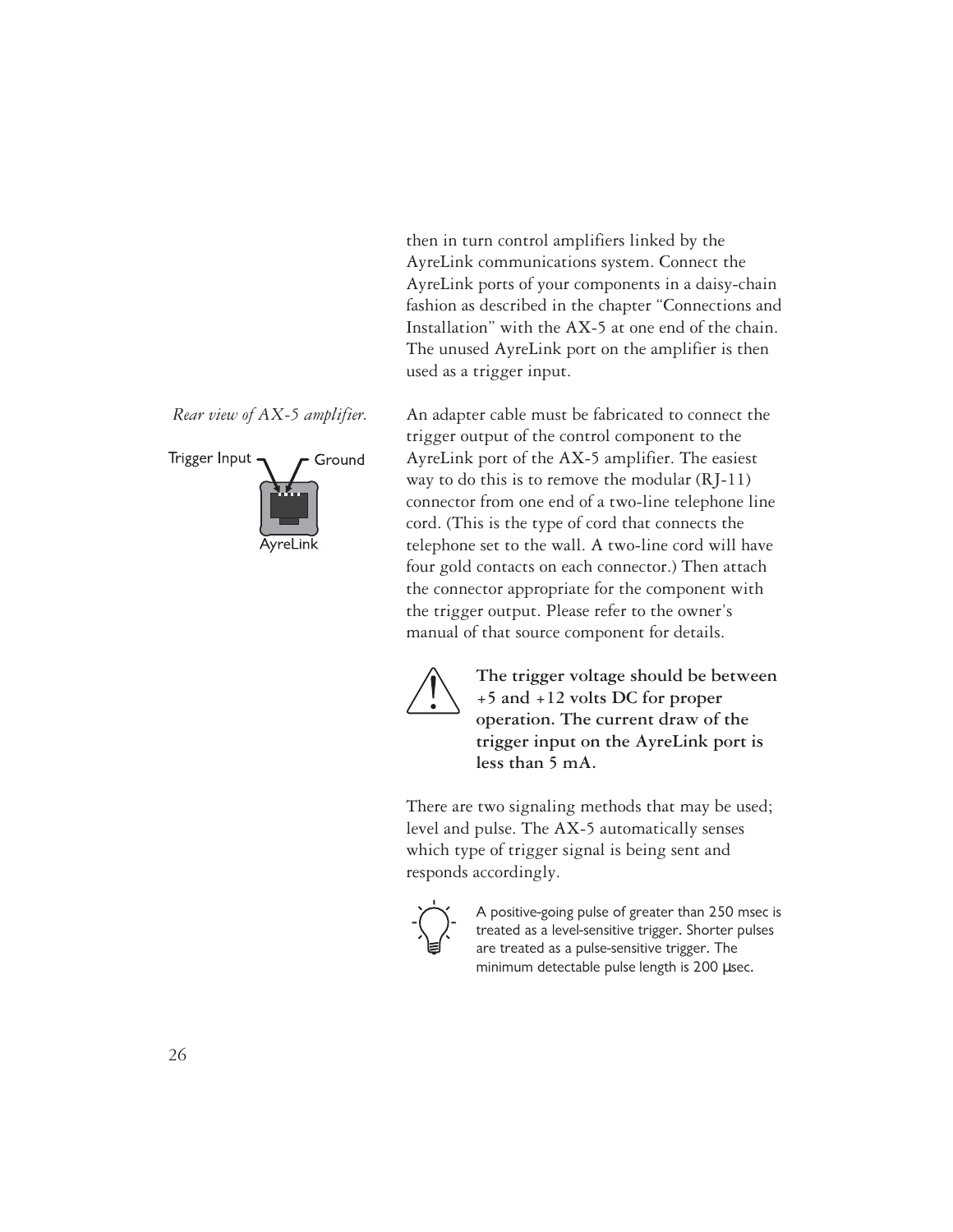then in turn control amplifiers linked by the AyreLink communications system. Connect the AyreLink ports of your components in a daisy-chain fashion as described in the chapter "Connections and Installation" with the AX-5 at one end of the chain. The unused AyreLink port on the amplifier is then used as a trigger input.

*Rear view of AX-5 amplifier.*

Trigger Input — Ground

AyreLink

An adapter cable must be fabricated to connect the trigger output of the control component to the AyreLink port of the AX-5 amplifier. The easiest way to do this is to remove the modular (RJ-11) connector from one end of a two-line telephone line cord. (This is the type of cord that connects the telephone set to the wall. A two-line cord will have four gold contacts on each connector.) Then attach the connector appropriate for the component with the trigger output. Please refer to the owner's manual of that source component for details.

**The trigger voltage should be between +5 and +12 volts DC for proper operation. The current draw of the trigger input on the AyreLink port is less than 5 mA.**

There are two signaling methods that may be used; level and pulse. The AX-5 automatically senses which type of trigger signal is being sent and responds accordingly.

A positive-going pulse of greater than 250 msec is treated as a level-sensitive trigger. Shorter pulses are treated as a pulse-sensitive trigger. The minimum detectable pulse length is 200 µsec.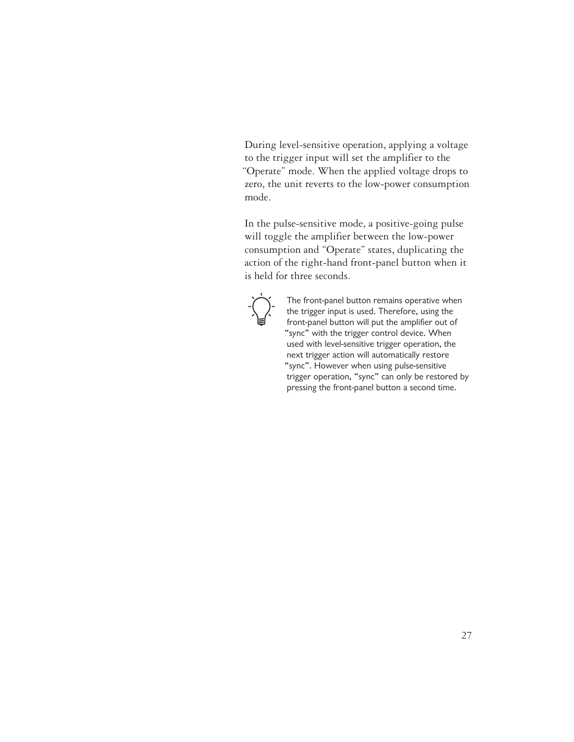During level-sensitive operation, applying a voltage to the trigger input will set the amplifier to the "Operate" mode. When the applied voltage drops to zero, the unit reverts to the low-power consumption mode.

In the pulse-sensitive mode, a positive-going pulse will toggle the amplifier between the low-power consumption and "Operate" states, duplicating the action of the right-hand front-panel button when it is held for three seconds.

The front-panel button remains operative when the trigger input is used. Therefore, using the front-panel button will put the amplifier out of "sync" with the trigger control device. When used with level-sensitive trigger operation, the next trigger action will automatically restore "sync". However when using pulse-sensitive trigger operation, "sync" can only be restored by pressing the front-panel button a second time.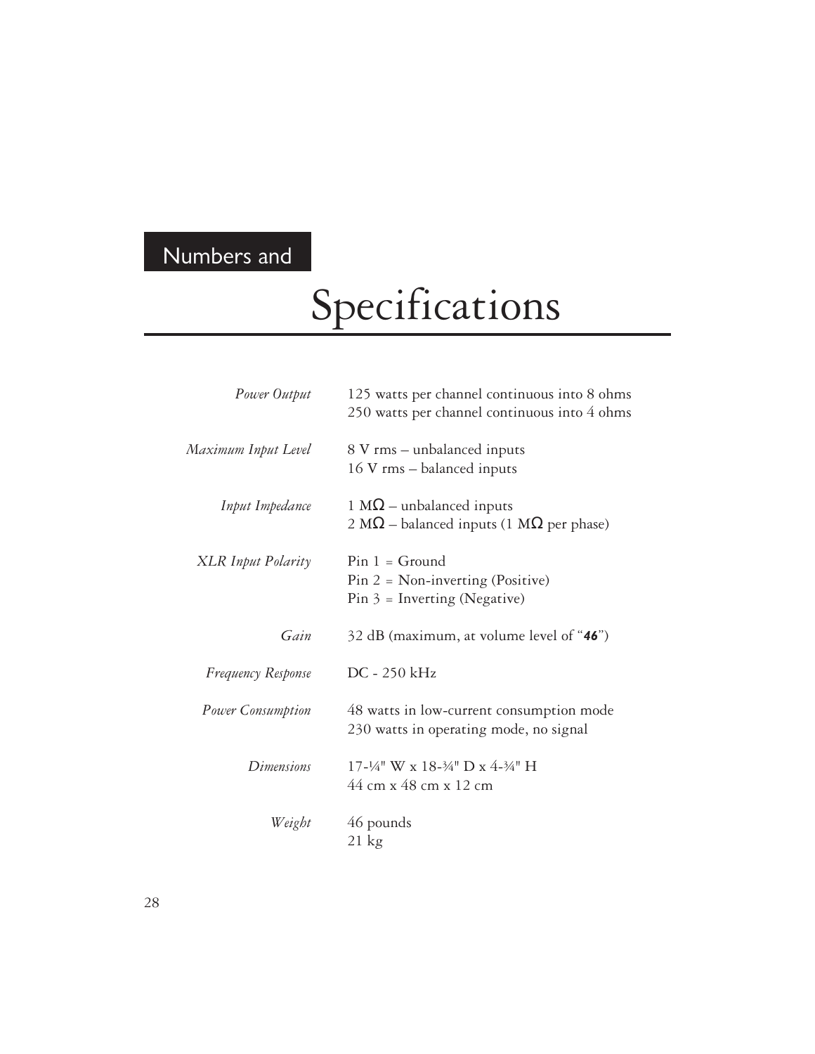# Numbers and Specifications

| | |
|---|---|
| *Power Output* | 125 watts per channel continuous into 8 ohms<br>250 watts per channel continuous into 4 ohms |
| *Maximum Input Level* | 8 V rms – unbalanced inputs<br>16 V rms – balanced inputs |
| *Input Impedance* | 1 MΩ – unbalanced inputs<br>2 MΩ – balanced inputs (1 MΩ per phase) |
| *XLR Input Polarity* | Pin 1 = Ground<br>Pin 2 = Non-inverting (Positive)<br>Pin 3 = Inverting (Negative) |
| *Gain* | 32 dB (maximum, at volume level of "**46**") |
| *Frequency Response* | DC - 250 kHz |
| *Power Consumption* | 48 watts in low-current consumption mode<br>230 watts in operating mode, no signal |
| *Dimensions* | 17-¼" W x 18-¾" D x 4-¾" H<br>44 cm x 48 cm x 12 cm |
| *Weight* | 46 pounds<br>21 kg |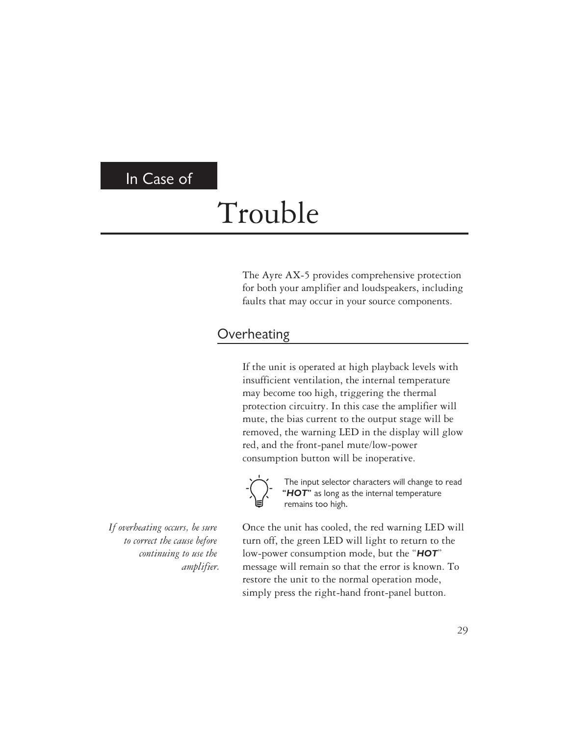# In Case of Trouble

The Ayre AX-5 provides comprehensive protection for both your amplifier and loudspeakers, including faults that may occur in your source components.

## Overheating

If the unit is operated at high playback levels with insufficient ventilation, the internal temperature may become too high, triggering the thermal protection circuitry. In this case the amplifier will mute, the bias current to the output stage will be removed, the warning LED in the display will glow red, and the front-panel mute/low-power consumption button will be inoperative.

The input selector characters will change to read "***HOT***" as long as the internal temperature remains too high.

*If overheating occurs, be sure to correct the cause before continuing to use the amplifier.*

Once the unit has cooled, the red warning LED will turn off, the green LED will light to return to the low-power consumption mode, but the "***HOT***" message will remain so that the error is known. To restore the unit to the normal operation mode, simply press the right-hand front-panel button.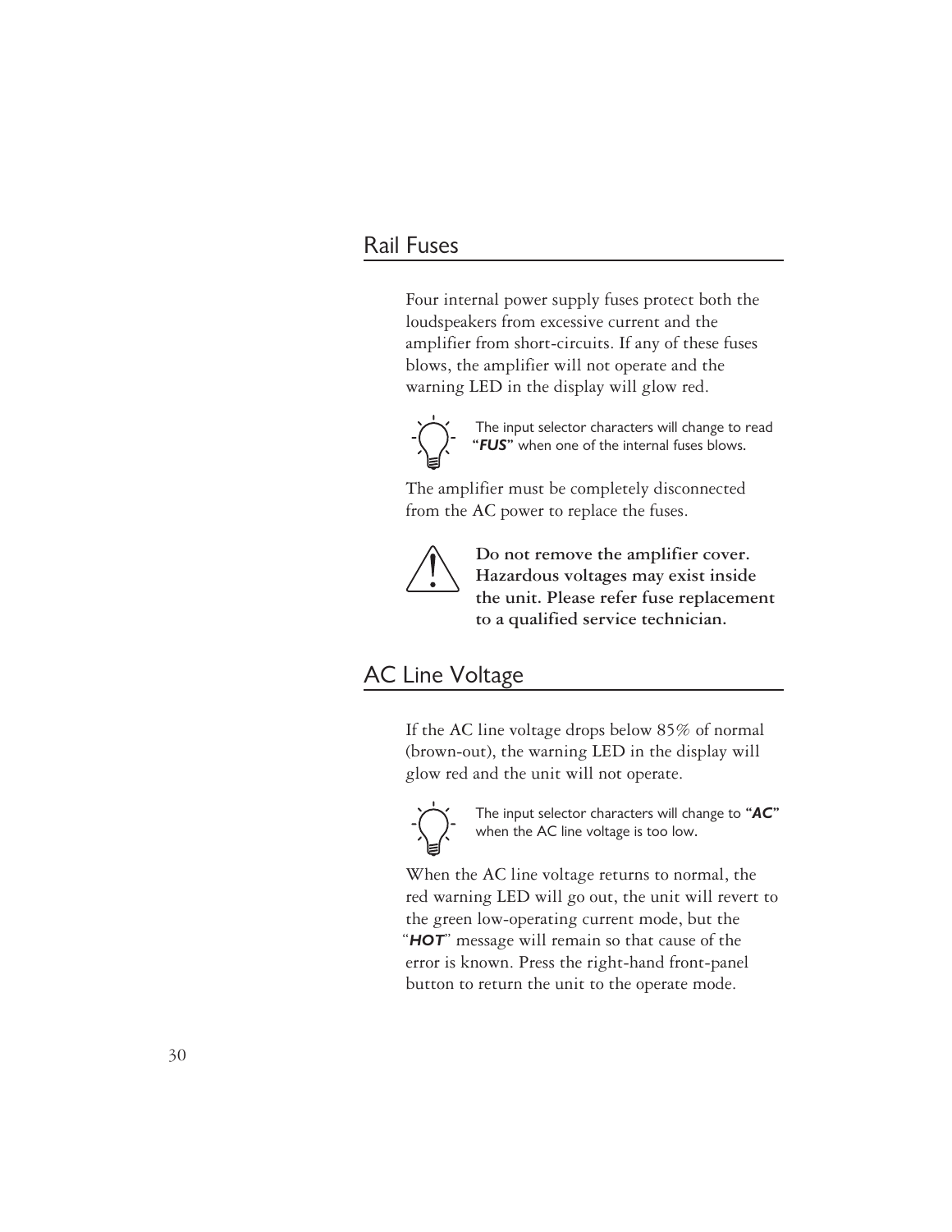## Rail Fuses

Four internal power supply fuses protect both the loudspeakers from excessive current and the amplifier from short-circuits. If any of these fuses blows, the amplifier will not operate and the warning LED in the display will glow red.

The input selector characters will change to read "***FUS***" when one of the internal fuses blows.

The amplifier must be completely disconnected from the AC power to replace the fuses.

**Do not remove the amplifier cover. Hazardous voltages may exist inside the unit. Please refer fuse replacement to a qualified service technician.**

## AC Line Voltage

If the AC line voltage drops below 85% of normal (brown-out), the warning LED in the display will glow red and the unit will not operate.

The input selector characters will change to "***AC***" when the AC line voltage is too low.

When the AC line voltage returns to normal, the red warning LED will go out, the unit will revert to the green low-operating current mode, but the "***HOT***" message will remain so that cause of the error is known. Press the right-hand front-panel button to return the unit to the operate mode.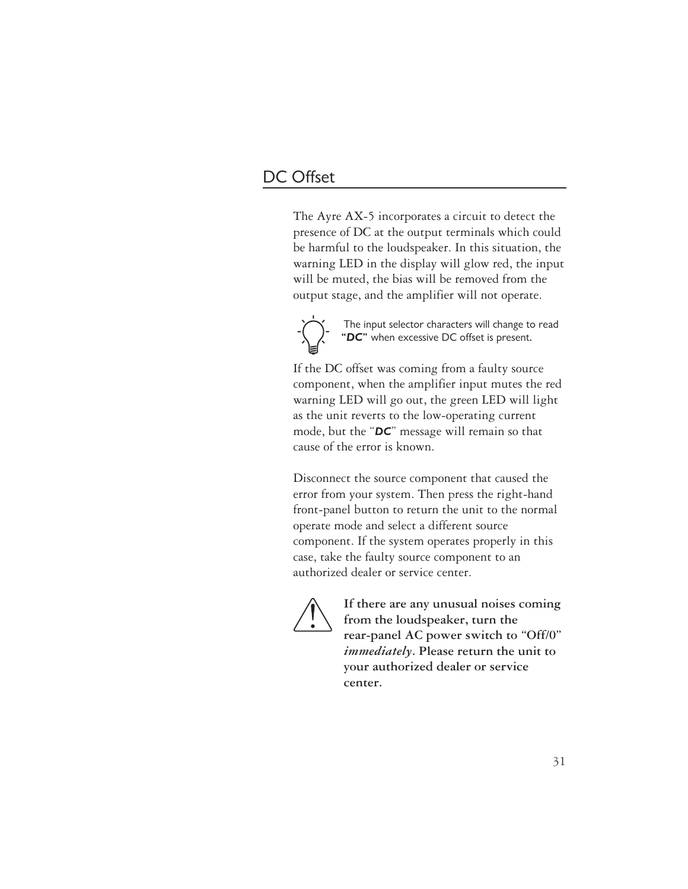## DC Offset

The Ayre AX-5 incorporates a circuit to detect the presence of DC at the output terminals which could be harmful to the loudspeaker. In this situation, the warning LED in the display will glow red, the input will be muted, the bias will be removed from the output stage, and the amplifier will not operate.

The input selector characters will change to read **"*DC*"** when excessive DC offset is present.

If the DC offset was coming from a faulty source component, when the amplifier input mutes the red warning LED will go out, the green LED will light as the unit reverts to the low-operating current mode, but the "***DC***" message will remain so that cause of the error is known.

Disconnect the source component that caused the error from your system. Then press the right-hand front-panel button to return the unit to the normal operate mode and select a different source component. If the system operates properly in this case, take the faulty source component to an authorized dealer or service center.

**If there are any unusual noises coming from the loudspeaker, turn the rear-panel AC power switch to "Off/0" *immediately*. Please return the unit to your authorized dealer or service center.**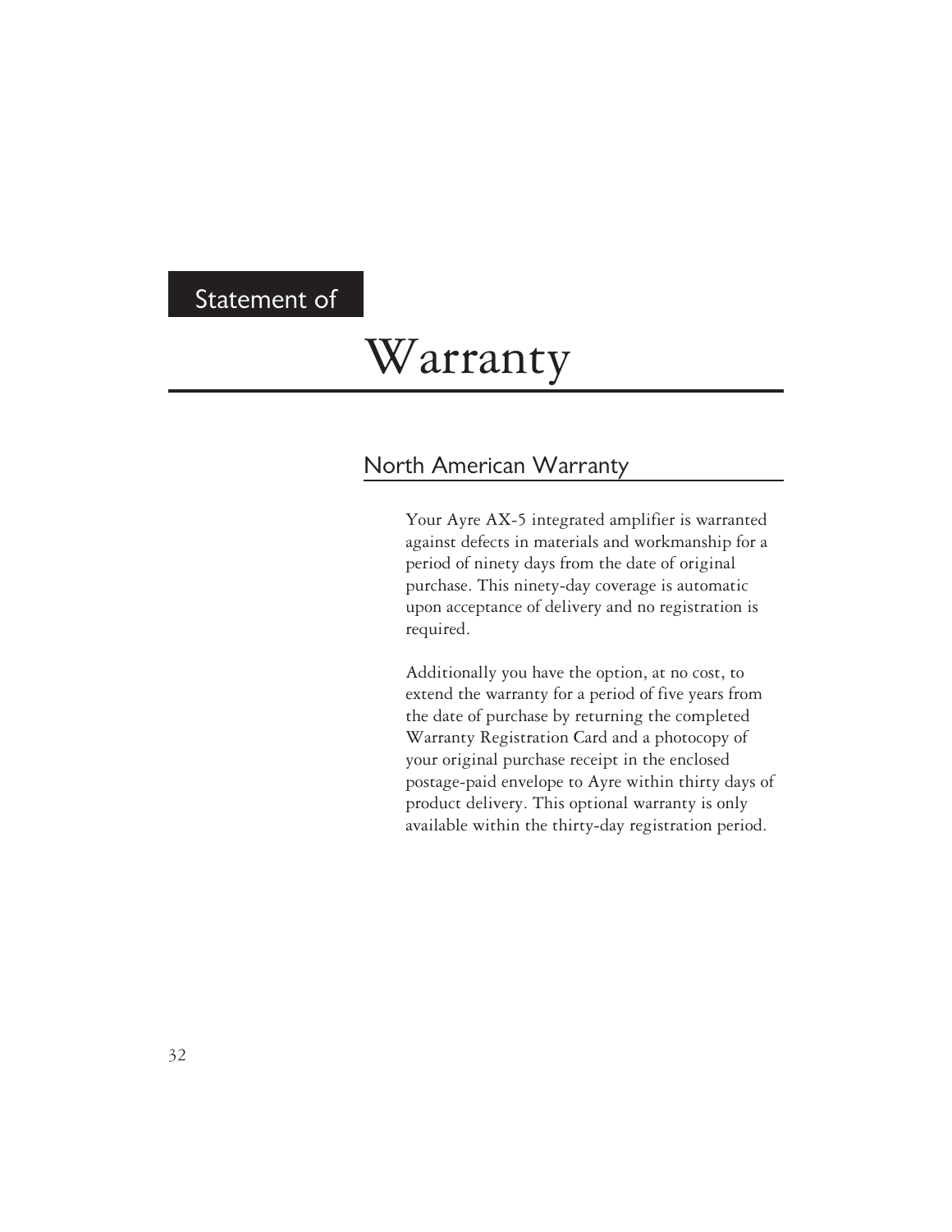# Statement of Warranty

## North American Warranty

Your Ayre AX-5 integrated amplifier is warranted against defects in materials and workmanship for a period of ninety days from the date of original purchase. This ninety-day coverage is automatic upon acceptance of delivery and no registration is required.

Additionally you have the option, at no cost, to extend the warranty for a period of five years from the date of purchase by returning the completed Warranty Registration Card and a photocopy of your original purchase receipt in the enclosed postage-paid envelope to Ayre within thirty days of product delivery. This optional warranty is only available within the thirty-day registration period.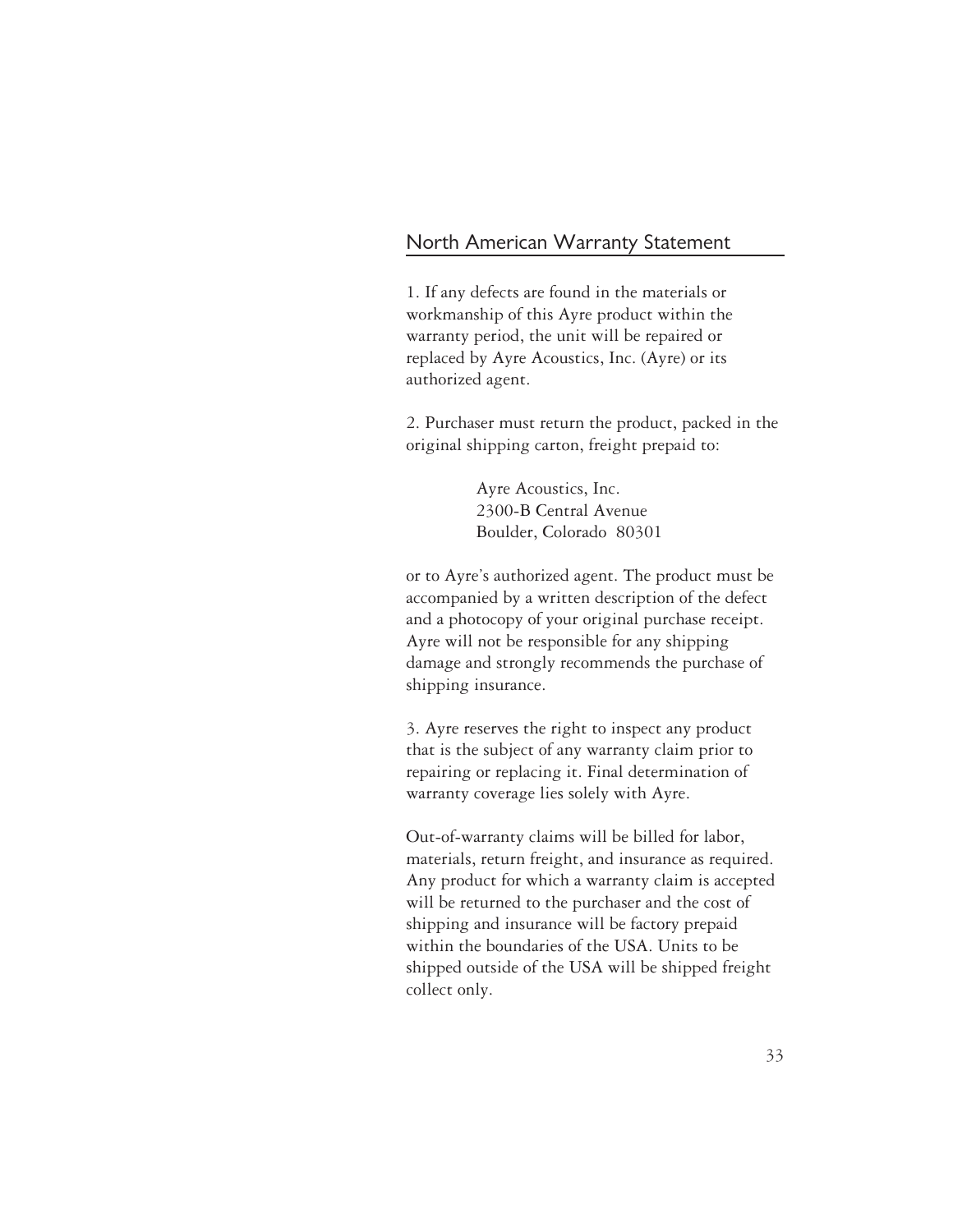## North American Warranty Statement

1. If any defects are found in the materials or workmanship of this Ayre product within the warranty period, the unit will be repaired or replaced by Ayre Acoustics, Inc. (Ayre) or its authorized agent.

2. Purchaser must return the product, packed in the original shipping carton, freight prepaid to:

> Ayre Acoustics, Inc.
> 2300-B Central Avenue
> Boulder, Colorado 80301

or to Ayre's authorized agent. The product must be accompanied by a written description of the defect and a photocopy of your original purchase receipt. Ayre will not be responsible for any shipping damage and strongly recommends the purchase of shipping insurance.

3. Ayre reserves the right to inspect any product that is the subject of any warranty claim prior to repairing or replacing it. Final determination of warranty coverage lies solely with Ayre.

Out-of-warranty claims will be billed for labor, materials, return freight, and insurance as required. Any product for which a warranty claim is accepted will be returned to the purchaser and the cost of shipping and insurance will be factory prepaid within the boundaries of the USA. Units to be shipped outside of the USA will be shipped freight collect only.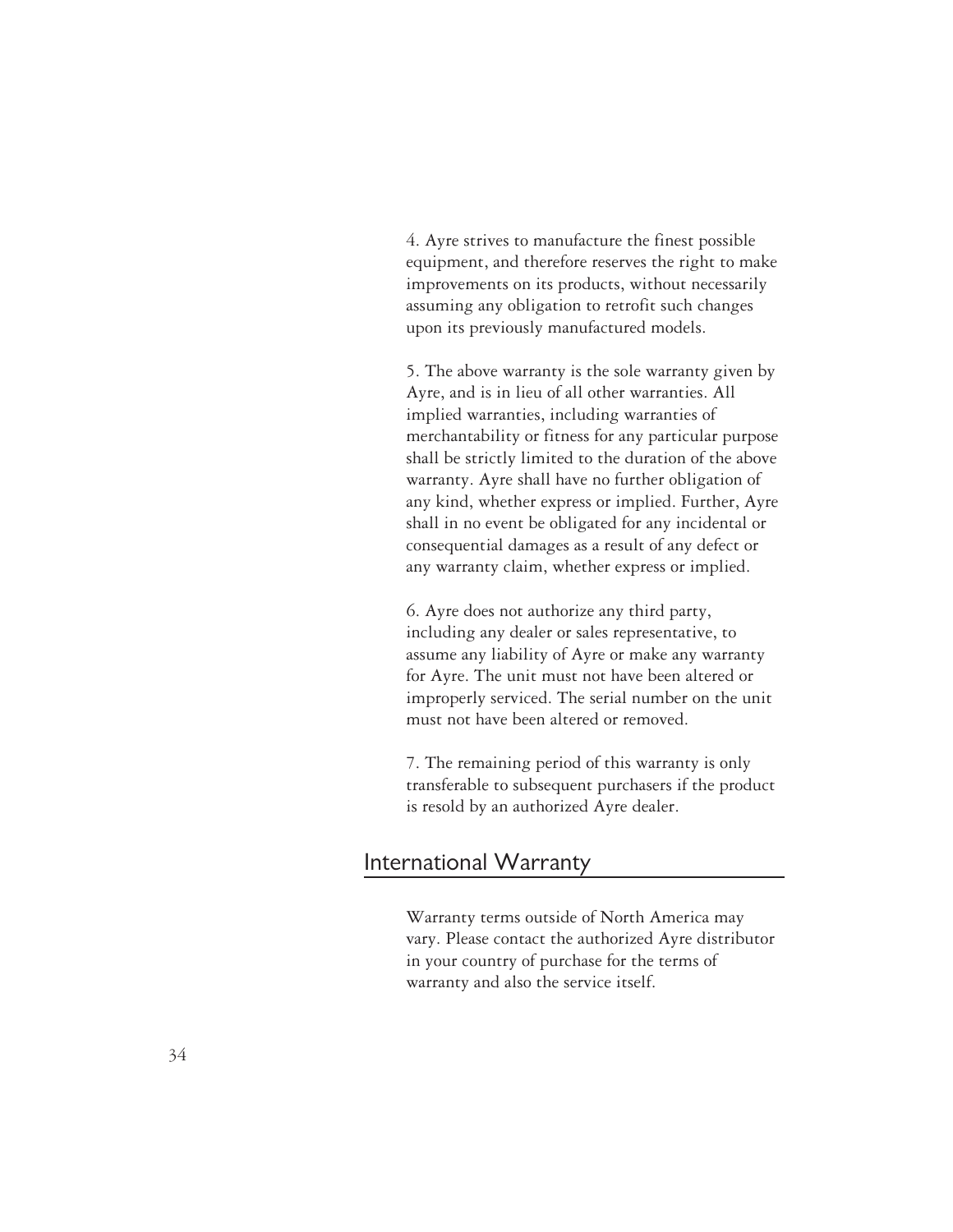4. Ayre strives to manufacture the finest possible equipment, and therefore reserves the right to make improvements on its products, without necessarily assuming any obligation to retrofit such changes upon its previously manufactured models.

5. The above warranty is the sole warranty given by Ayre, and is in lieu of all other warranties. All implied warranties, including warranties of merchantability or fitness for any particular purpose shall be strictly limited to the duration of the above warranty. Ayre shall have no further obligation of any kind, whether express or implied. Further, Ayre shall in no event be obligated for any incidental or consequential damages as a result of any defect or any warranty claim, whether express or implied.

6. Ayre does not authorize any third party, including any dealer or sales representative, to assume any liability of Ayre or make any warranty for Ayre. The unit must not have been altered or improperly serviced. The serial number on the unit must not have been altered or removed.

7. The remaining period of this warranty is only transferable to subsequent purchasers if the product is resold by an authorized Ayre dealer.

## International Warranty

Warranty terms outside of North America may vary. Please contact the authorized Ayre distributor in your country of purchase for the terms of warranty and also the service itself.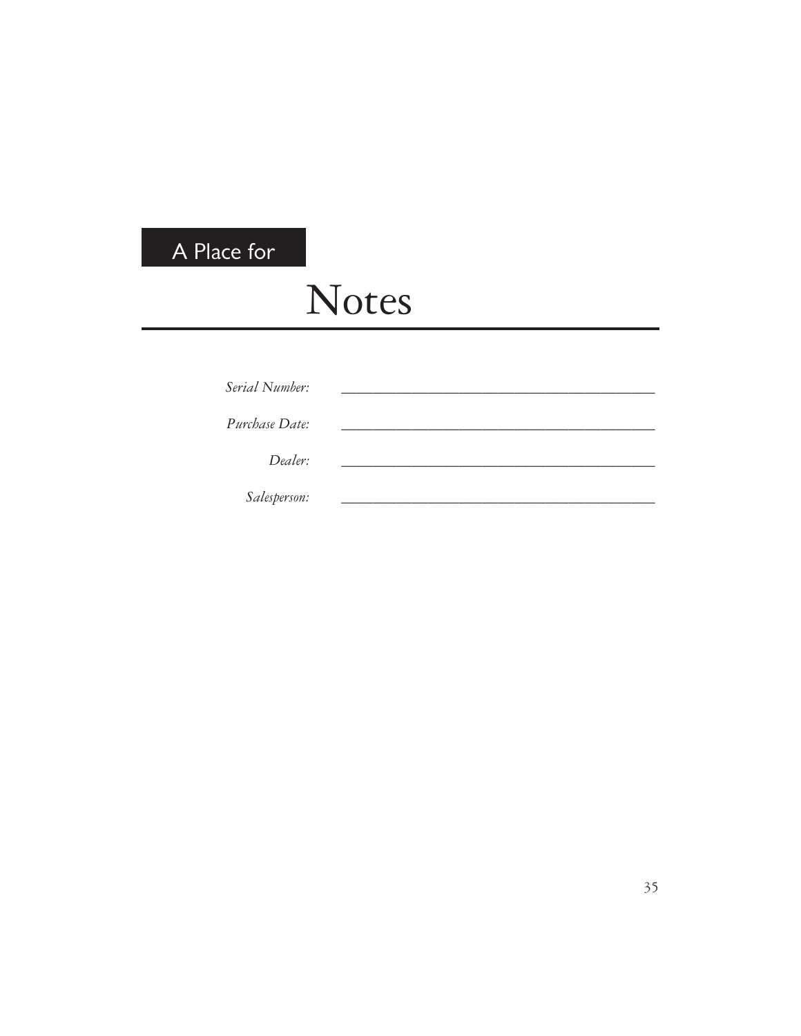A Place for

# Notes

*Serial Number:* \_\_\_\_\_\_\_\_\_\_\_\_\_\_\_\_\_\_\_\_\_\_\_\_\_\_\_\_\_\_\_\_\_\_\_\_\_\_\_\_\_\_

*Purchase Date:* \_\_\_\_\_\_\_\_\_\_\_\_\_\_\_\_\_\_\_\_\_\_\_\_\_\_\_\_\_\_\_\_\_\_\_\_\_\_\_\_\_\_

*Dealer:* \_\_\_\_\_\_\_\_\_\_\_\_\_\_\_\_\_\_\_\_\_\_\_\_\_\_\_\_\_\_\_\_\_\_\_\_\_\_\_\_\_\_

*Salesperson:* \_\_\_\_\_\_\_\_\_\_\_\_\_\_\_\_\_\_\_\_\_\_\_\_\_\_\_\_\_\_\_\_\_\_\_\_\_\_\_\_\_\_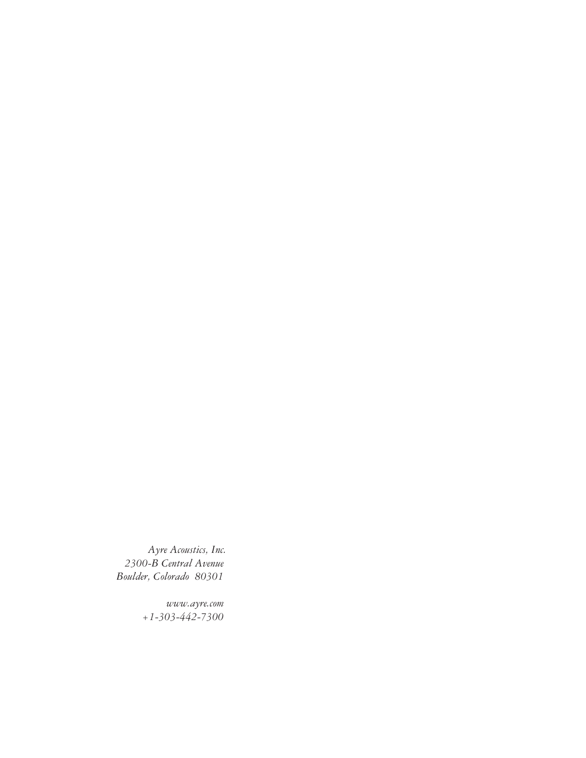*Ayre Acoustics, Inc.*
*2300-B Central Avenue*
*Boulder, Colorado 80301*

*www.ayre.com*
*+1-303-442-7300*